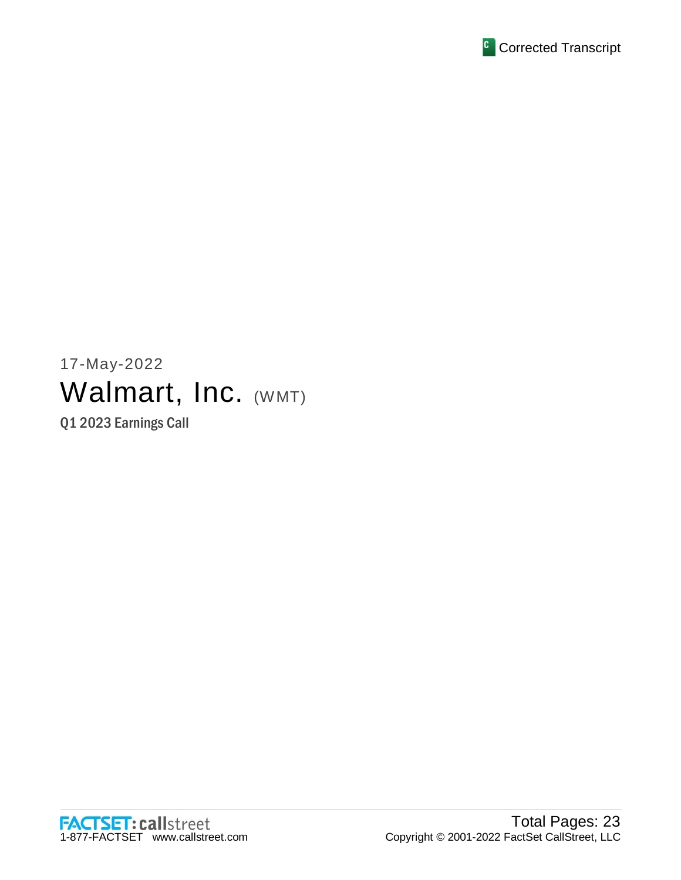Corrected Transcript

17-May-2022

# Walmart, Inc. (WMT)

## Q1 2023 Earnings Call

FACTSET: callstreet
1-877-FACTSET www.callstreet.com

Total Pages: 23
Copyright © 2001-2022 FactSet CallStreet, LLC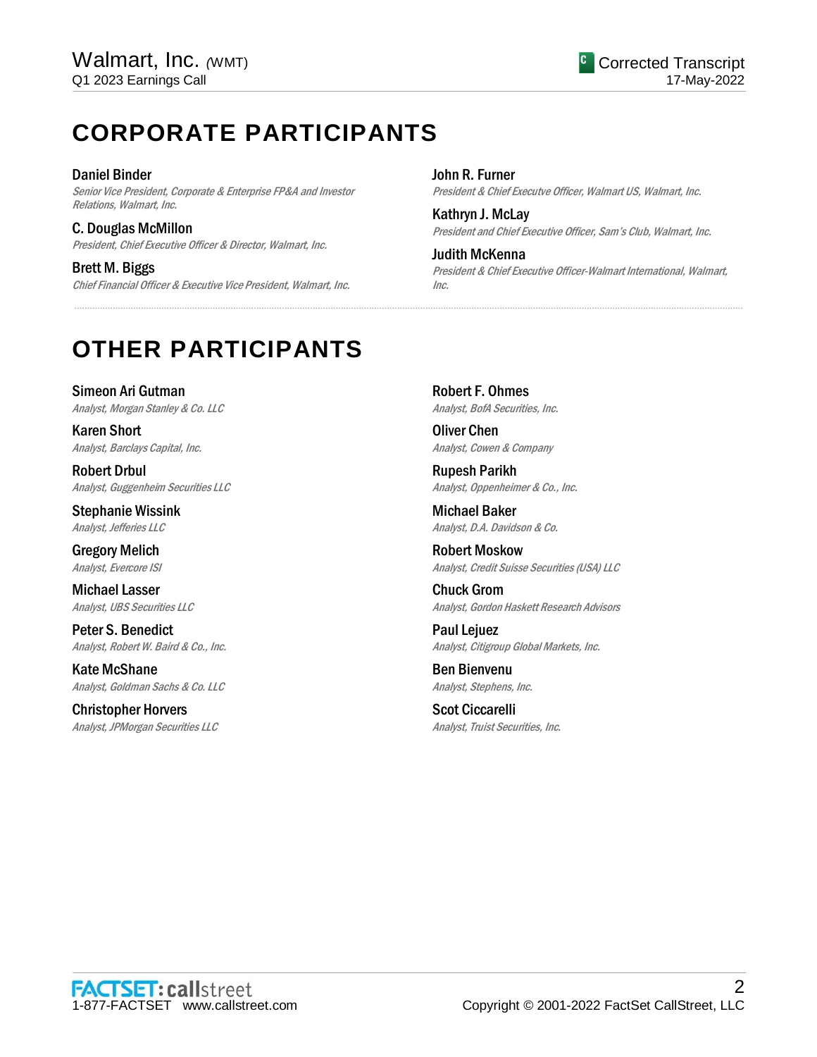# CORPORATE PARTICIPANTS

**Daniel Binder**
*Senior Vice President, Corporate & Enterprise FP&A and Investor Relations, Walmart, Inc.*

**C. Douglas McMillon**
*President, Chief Executive Officer & Director, Walmart, Inc.*

**Brett M. Biggs**
*Chief Financial Officer & Executive Vice President, Walmart, Inc.*

**John R. Furner**
*President & Chief Executve Officer, Walmart US, Walmart, Inc.*

**Kathryn J. McLay**
*President and Chief Executive Officer, Sam's Club, Walmart, Inc.*

**Judith McKenna**
*President & Chief Executive Officer-Walmart International, Walmart, Inc.*

# OTHER PARTICIPANTS

**Simeon Ari Gutman**
*Analyst, Morgan Stanley & Co. LLC*

**Karen Short**
*Analyst, Barclays Capital, Inc.*

**Robert Drbul**
*Analyst, Guggenheim Securities LLC*

**Stephanie Wissink**
*Analyst, Jefferies LLC*

**Gregory Melich**
*Analyst, Evercore ISI*

**Michael Lasser**
*Analyst, UBS Securities LLC*

**Peter S. Benedict**
*Analyst, Robert W. Baird & Co., Inc.*

**Kate McShane**
*Analyst, Goldman Sachs & Co. LLC*

**Christopher Horvers**
*Analyst, JPMorgan Securities LLC*

**Robert F. Ohmes**
*Analyst, BofA Securities, Inc.*

**Oliver Chen**
*Analyst, Cowen & Company*

**Rupesh Parikh**
*Analyst, Oppenheimer & Co., Inc.*

**Michael Baker**
*Analyst, D.A. Davidson & Co.*

**Robert Moskow**
*Analyst, Credit Suisse Securities (USA) LLC*

**Chuck Grom**
*Analyst, Gordon Haskett Research Advisors*

**Paul Lejuez**
*Analyst, Citigroup Global Markets, Inc.*

**Ben Bienvenu**
*Analyst, Stephens, Inc.*

**Scot Ciccarelli**
*Analyst, Truist Securities, Inc.*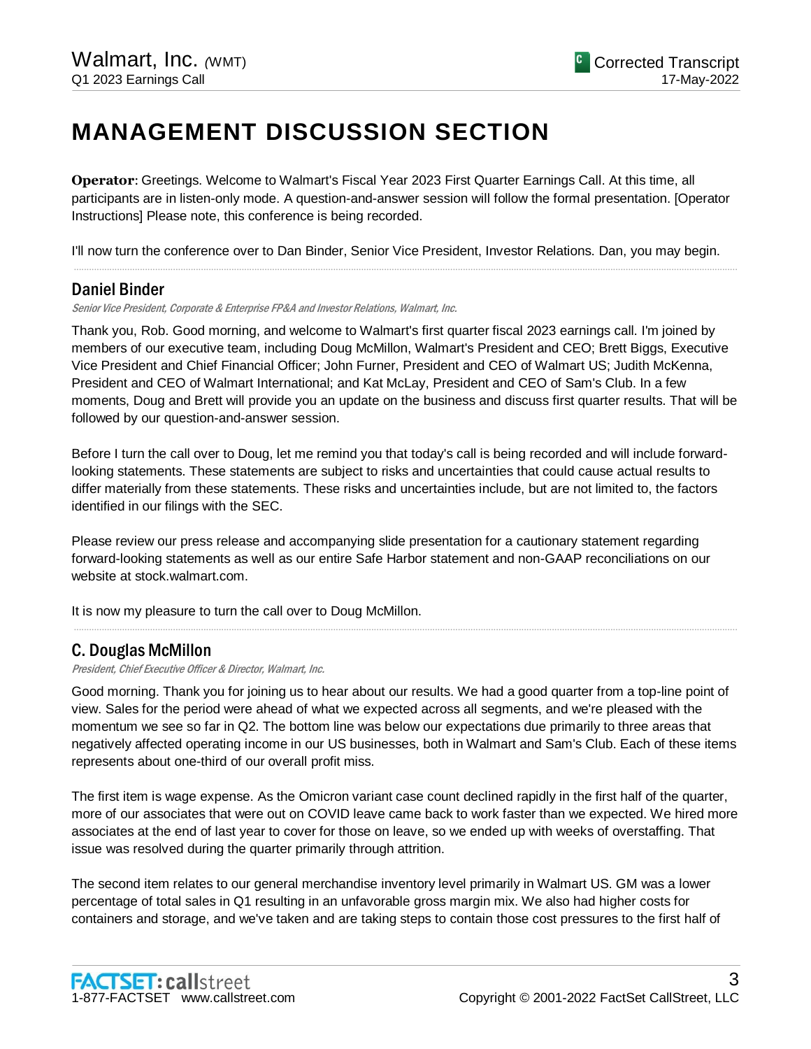# MANAGEMENT DISCUSSION SECTION

**Operator**: Greetings. Welcome to Walmart's Fiscal Year 2023 First Quarter Earnings Call. At this time, all participants are in listen-only mode. A question-and-answer session will follow the formal presentation. [Operator Instructions] Please note, this conference is being recorded.

I'll now turn the conference over to Dan Binder, Senior Vice President, Investor Relations. Dan, you may begin.

---

## Daniel Binder

*Senior Vice President, Corporate & Enterprise FP&A and Investor Relations, Walmart, Inc.*

Thank you, Rob. Good morning, and welcome to Walmart's first quarter fiscal 2023 earnings call. I'm joined by members of our executive team, including Doug McMillon, Walmart's President and CEO; Brett Biggs, Executive Vice President and Chief Financial Officer; John Furner, President and CEO of Walmart US; Judith McKenna, President and CEO of Walmart International; and Kat McLay, President and CEO of Sam's Club. In a few moments, Doug and Brett will provide you an update on the business and discuss first quarter results. That will be followed by our question-and-answer session.

Before I turn the call over to Doug, let me remind you that today's call is being recorded and will include forward-looking statements. These statements are subject to risks and uncertainties that could cause actual results to differ materially from these statements. These risks and uncertainties include, but are not limited to, the factors identified in our filings with the SEC.

Please review our press release and accompanying slide presentation for a cautionary statement regarding forward-looking statements as well as our entire Safe Harbor statement and non-GAAP reconciliations on our website at stock.walmart.com.

It is now my pleasure to turn the call over to Doug McMillon.

---

## C. Douglas McMillon

*President, Chief Executive Officer & Director, Walmart, Inc.*

Good morning. Thank you for joining us to hear about our results. We had a good quarter from a top-line point of view. Sales for the period were ahead of what we expected across all segments, and we're pleased with the momentum we see so far in Q2. The bottom line was below our expectations due primarily to three areas that negatively affected operating income in our US businesses, both in Walmart and Sam's Club. Each of these items represents about one-third of our overall profit miss.

The first item is wage expense. As the Omicron variant case count declined rapidly in the first half of the quarter, more of our associates that were out on COVID leave came back to work faster than we expected. We hired more associates at the end of last year to cover for those on leave, so we ended up with weeks of overstaffing. That issue was resolved during the quarter primarily through attrition.

The second item relates to our general merchandise inventory level primarily in Walmart US. GM was a lower percentage of total sales in Q1 resulting in an unfavorable gross margin mix. We also had higher costs for containers and storage, and we've taken and are taking steps to contain those cost pressures to the first half of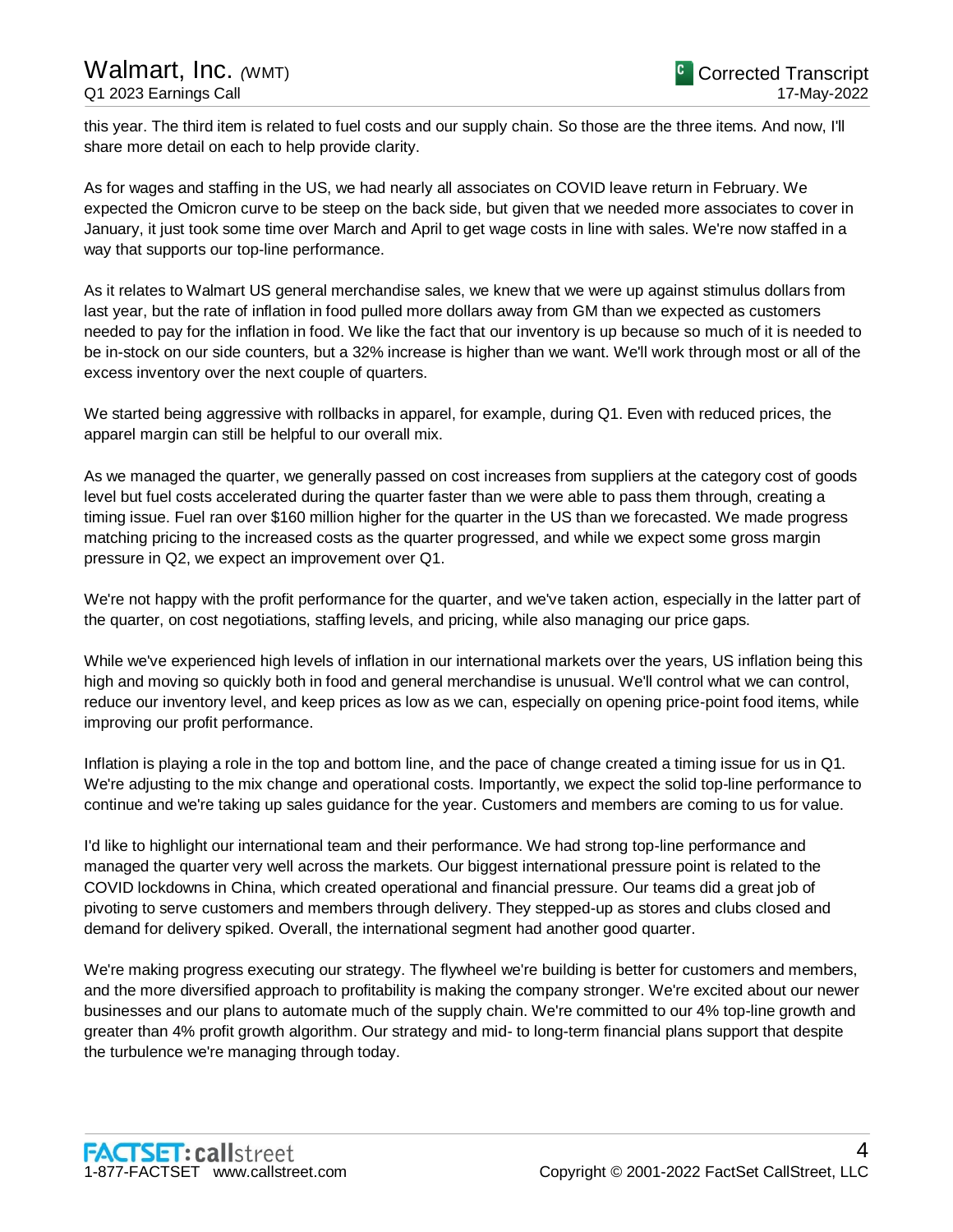this year. The third item is related to fuel costs and our supply chain. So those are the three items. And now, I'll share more detail on each to help provide clarity.

As for wages and staffing in the US, we had nearly all associates on COVID leave return in February. We expected the Omicron curve to be steep on the back side, but given that we needed more associates to cover in January, it just took some time over March and April to get wage costs in line with sales. We're now staffed in a way that supports our top-line performance.

As it relates to Walmart US general merchandise sales, we knew that we were up against stimulus dollars from last year, but the rate of inflation in food pulled more dollars away from GM than we expected as customers needed to pay for the inflation in food. We like the fact that our inventory is up because so much of it is needed to be in-stock on our side counters, but a 32% increase is higher than we want. We'll work through most or all of the excess inventory over the next couple of quarters.

We started being aggressive with rollbacks in apparel, for example, during Q1. Even with reduced prices, the apparel margin can still be helpful to our overall mix.

As we managed the quarter, we generally passed on cost increases from suppliers at the category cost of goods level but fuel costs accelerated during the quarter faster than we were able to pass them through, creating a timing issue. Fuel ran over $160 million higher for the quarter in the US than we forecasted. We made progress matching pricing to the increased costs as the quarter progressed, and while we expect some gross margin pressure in Q2, we expect an improvement over Q1.

We're not happy with the profit performance for the quarter, and we've taken action, especially in the latter part of the quarter, on cost negotiations, staffing levels, and pricing, while also managing our price gaps.

While we've experienced high levels of inflation in our international markets over the years, US inflation being this high and moving so quickly both in food and general merchandise is unusual. We'll control what we can control, reduce our inventory level, and keep prices as low as we can, especially on opening price-point food items, while improving our profit performance.

Inflation is playing a role in the top and bottom line, and the pace of change created a timing issue for us in Q1. We're adjusting to the mix change and operational costs. Importantly, we expect the solid top-line performance to continue and we're taking up sales guidance for the year. Customers and members are coming to us for value.

I'd like to highlight our international team and their performance. We had strong top-line performance and managed the quarter very well across the markets. Our biggest international pressure point is related to the COVID lockdowns in China, which created operational and financial pressure. Our teams did a great job of pivoting to serve customers and members through delivery. They stepped-up as stores and clubs closed and demand for delivery spiked. Overall, the international segment had another good quarter.

We're making progress executing our strategy. The flywheel we're building is better for customers and members, and the more diversified approach to profitability is making the company stronger. We're excited about our newer businesses and our plans to automate much of the supply chain. We're committed to our 4% top-line growth and greater than 4% profit growth algorithm. Our strategy and mid- to long-term financial plans support that despite the turbulence we're managing through today.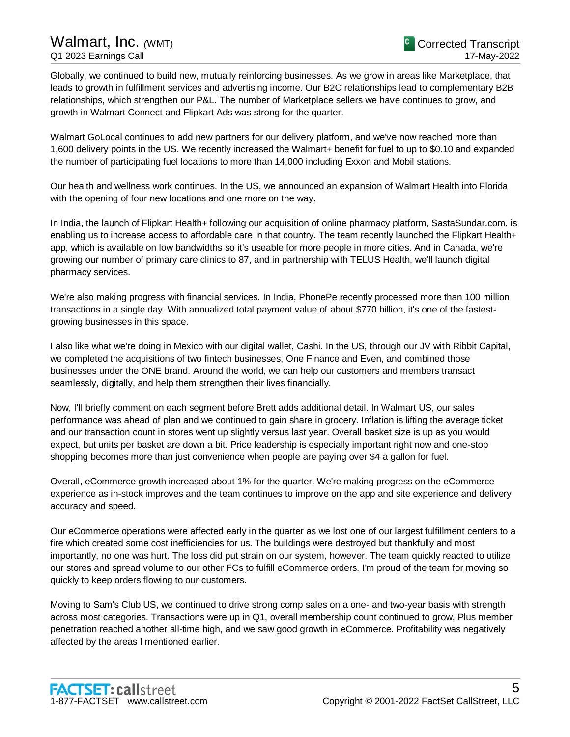Globally, we continued to build new, mutually reinforcing businesses. As we grow in areas like Marketplace, that leads to growth in fulfillment services and advertising income. Our B2C relationships lead to complementary B2B relationships, which strengthen our P&L. The number of Marketplace sellers we have continues to grow, and growth in Walmart Connect and Flipkart Ads was strong for the quarter.

Walmart GoLocal continues to add new partners for our delivery platform, and we've now reached more than 1,600 delivery points in the US. We recently increased the Walmart+ benefit for fuel to up to $0.10 and expanded the number of participating fuel locations to more than 14,000 including Exxon and Mobil stations.

Our health and wellness work continues. In the US, we announced an expansion of Walmart Health into Florida with the opening of four new locations and one more on the way.

In India, the launch of Flipkart Health+ following our acquisition of online pharmacy platform, SastaSundar.com, is enabling us to increase access to affordable care in that country. The team recently launched the Flipkart Health+ app, which is available on low bandwidths so it's useable for more people in more cities. And in Canada, we're growing our number of primary care clinics to 87, and in partnership with TELUS Health, we'll launch digital pharmacy services.

We're also making progress with financial services. In India, PhonePe recently processed more than 100 million transactions in a single day. With annualized total payment value of about $770 billion, it's one of the fastest-growing businesses in this space.

I also like what we're doing in Mexico with our digital wallet, Cashi. In the US, through our JV with Ribbit Capital, we completed the acquisitions of two fintech businesses, One Finance and Even, and combined those businesses under the ONE brand. Around the world, we can help our customers and members transact seamlessly, digitally, and help them strengthen their lives financially.

Now, I'll briefly comment on each segment before Brett adds additional detail. In Walmart US, our sales performance was ahead of plan and we continued to gain share in grocery. Inflation is lifting the average ticket and our transaction count in stores went up slightly versus last year. Overall basket size is up as you would expect, but units per basket are down a bit. Price leadership is especially important right now and one-stop shopping becomes more than just convenience when people are paying over $4 a gallon for fuel.

Overall, eCommerce growth increased about 1% for the quarter. We're making progress on the eCommerce experience as in-stock improves and the team continues to improve on the app and site experience and delivery accuracy and speed.

Our eCommerce operations were affected early in the quarter as we lost one of our largest fulfillment centers to a fire which created some cost inefficiencies for us. The buildings were destroyed but thankfully and most importantly, no one was hurt. The loss did put strain on our system, however. The team quickly reacted to utilize our stores and spread volume to our other FCs to fulfill eCommerce orders. I'm proud of the team for moving so quickly to keep orders flowing to our customers.

Moving to Sam's Club US, we continued to drive strong comp sales on a one- and two-year basis with strength across most categories. Transactions were up in Q1, overall membership count continued to grow, Plus member penetration reached another all-time high, and we saw good growth in eCommerce. Profitability was negatively affected by the areas I mentioned earlier.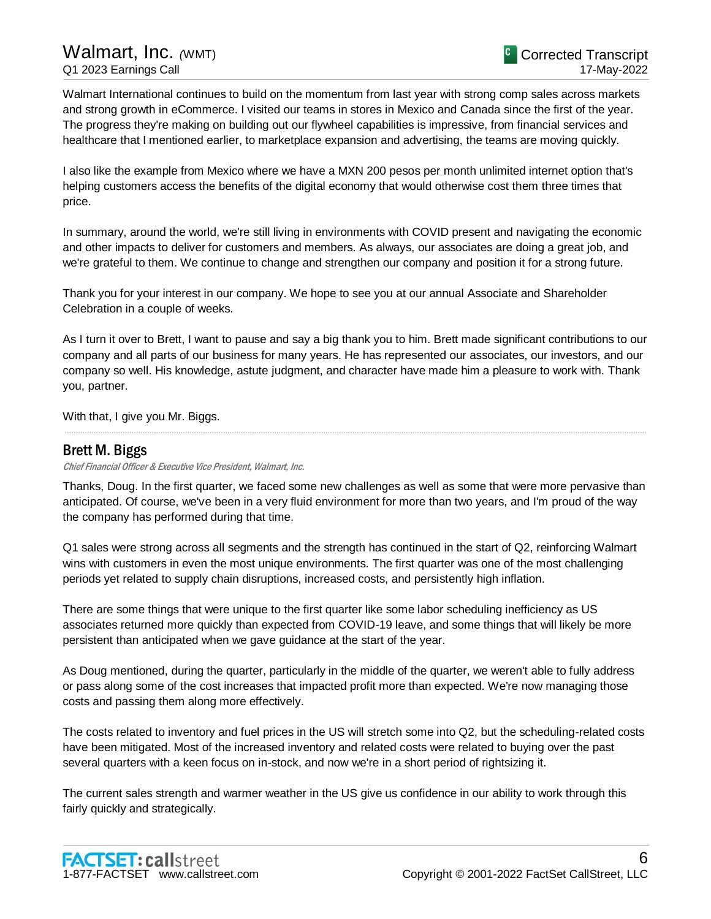Walmart International continues to build on the momentum from last year with strong comp sales across markets and strong growth in eCommerce. I visited our teams in stores in Mexico and Canada since the first of the year. The progress they're making on building out our flywheel capabilities is impressive, from financial services and healthcare that I mentioned earlier, to marketplace expansion and advertising, the teams are moving quickly.

I also like the example from Mexico where we have a MXN 200 pesos per month unlimited internet option that's helping customers access the benefits of the digital economy that would otherwise cost them three times that price.

In summary, around the world, we're still living in environments with COVID present and navigating the economic and other impacts to deliver for customers and members. As always, our associates are doing a great job, and we're grateful to them. We continue to change and strengthen our company and position it for a strong future.

Thank you for your interest in our company. We hope to see you at our annual Associate and Shareholder Celebration in a couple of weeks.

As I turn it over to Brett, I want to pause and say a big thank you to him. Brett made significant contributions to our company and all parts of our business for many years. He has represented our associates, our investors, and our company so well. His knowledge, astute judgment, and character have made him a pleasure to work with. Thank you, partner.

With that, I give you Mr. Biggs.

---

## Brett M. Biggs

*Chief Financial Officer & Executive Vice President, Walmart, Inc.*

Thanks, Doug. In the first quarter, we faced some new challenges as well as some that were more pervasive than anticipated. Of course, we've been in a very fluid environment for more than two years, and I'm proud of the way the company has performed during that time.

Q1 sales were strong across all segments and the strength has continued in the start of Q2, reinforcing Walmart wins with customers in even the most unique environments. The first quarter was one of the most challenging periods yet related to supply chain disruptions, increased costs, and persistently high inflation.

There are some things that were unique to the first quarter like some labor scheduling inefficiency as US associates returned more quickly than expected from COVID-19 leave, and some things that will likely be more persistent than anticipated when we gave guidance at the start of the year.

As Doug mentioned, during the quarter, particularly in the middle of the quarter, we weren't able to fully address or pass along some of the cost increases that impacted profit more than expected. We're now managing those costs and passing them along more effectively.

The costs related to inventory and fuel prices in the US will stretch some into Q2, but the scheduling-related costs have been mitigated. Most of the increased inventory and related costs were related to buying over the past several quarters with a keen focus on in-stock, and now we're in a short period of rightsizing it.

The current sales strength and warmer weather in the US give us confidence in our ability to work through this fairly quickly and strategically.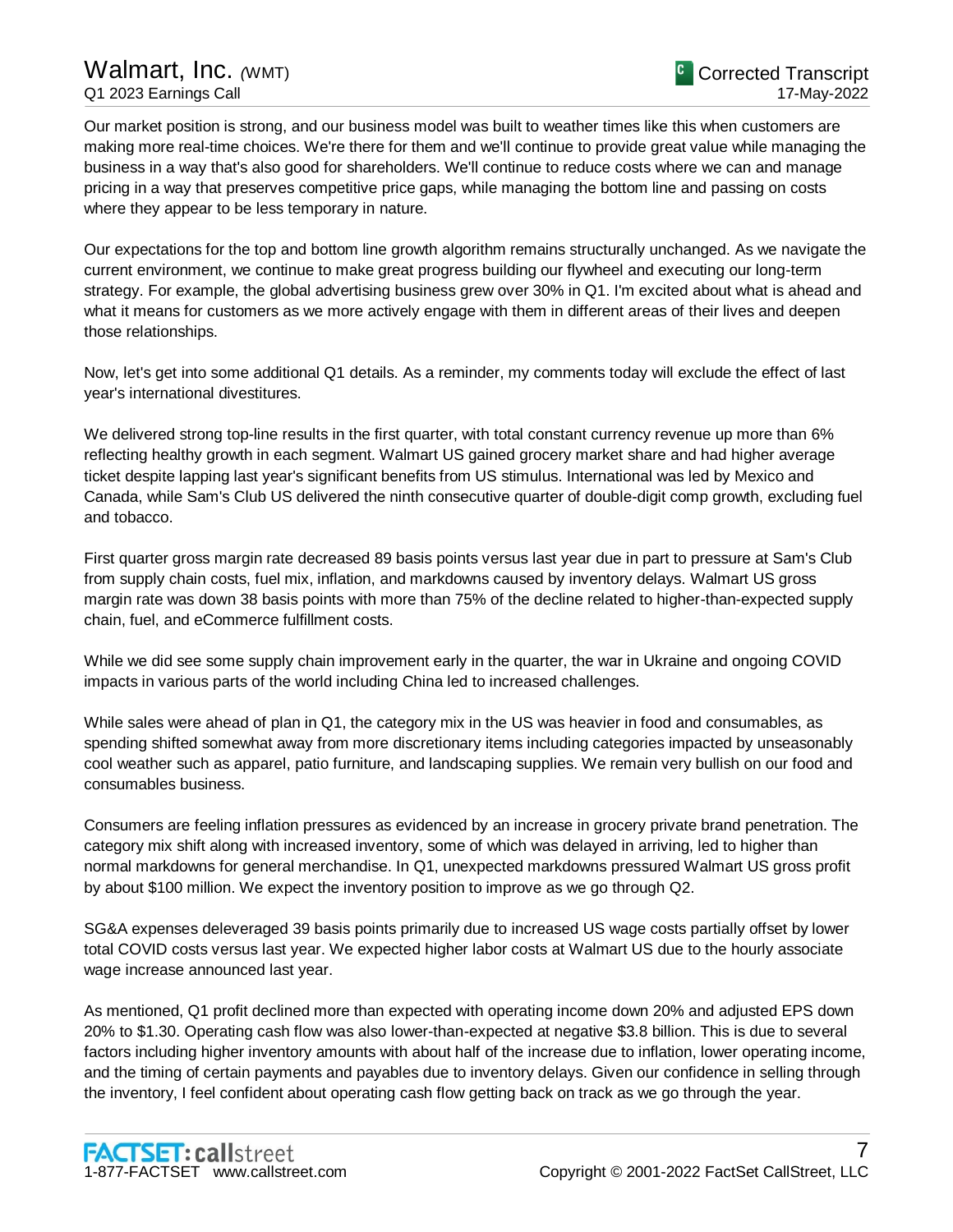Our market position is strong, and our business model was built to weather times like this when customers are making more real-time choices. We're there for them and we'll continue to provide great value while managing the business in a way that's also good for shareholders. We'll continue to reduce costs where we can and manage pricing in a way that preserves competitive price gaps, while managing the bottom line and passing on costs where they appear to be less temporary in nature.

Our expectations for the top and bottom line growth algorithm remains structurally unchanged. As we navigate the current environment, we continue to make great progress building our flywheel and executing our long-term strategy. For example, the global advertising business grew over 30% in Q1. I'm excited about what is ahead and what it means for customers as we more actively engage with them in different areas of their lives and deepen those relationships.

Now, let's get into some additional Q1 details. As a reminder, my comments today will exclude the effect of last year's international divestitures.

We delivered strong top-line results in the first quarter, with total constant currency revenue up more than 6% reflecting healthy growth in each segment. Walmart US gained grocery market share and had higher average ticket despite lapping last year's significant benefits from US stimulus. International was led by Mexico and Canada, while Sam's Club US delivered the ninth consecutive quarter of double-digit comp growth, excluding fuel and tobacco.

First quarter gross margin rate decreased 89 basis points versus last year due in part to pressure at Sam's Club from supply chain costs, fuel mix, inflation, and markdowns caused by inventory delays. Walmart US gross margin rate was down 38 basis points with more than 75% of the decline related to higher-than-expected supply chain, fuel, and eCommerce fulfillment costs.

While we did see some supply chain improvement early in the quarter, the war in Ukraine and ongoing COVID impacts in various parts of the world including China led to increased challenges.

While sales were ahead of plan in Q1, the category mix in the US was heavier in food and consumables, as spending shifted somewhat away from more discretionary items including categories impacted by unseasonably cool weather such as apparel, patio furniture, and landscaping supplies. We remain very bullish on our food and consumables business.

Consumers are feeling inflation pressures as evidenced by an increase in grocery private brand penetration. The category mix shift along with increased inventory, some of which was delayed in arriving, led to higher than normal markdowns for general merchandise. In Q1, unexpected markdowns pressured Walmart US gross profit by about $100 million. We expect the inventory position to improve as we go through Q2.

SG&A expenses deleveraged 39 basis points primarily due to increased US wage costs partially offset by lower total COVID costs versus last year. We expected higher labor costs at Walmart US due to the hourly associate wage increase announced last year.

As mentioned, Q1 profit declined more than expected with operating income down 20% and adjusted EPS down 20% to $1.30. Operating cash flow was also lower-than-expected at negative $3.8 billion. This is due to several factors including higher inventory amounts with about half of the increase due to inflation, lower operating income, and the timing of certain payments and payables due to inventory delays. Given our confidence in selling through the inventory, I feel confident about operating cash flow getting back on track as we go through the year.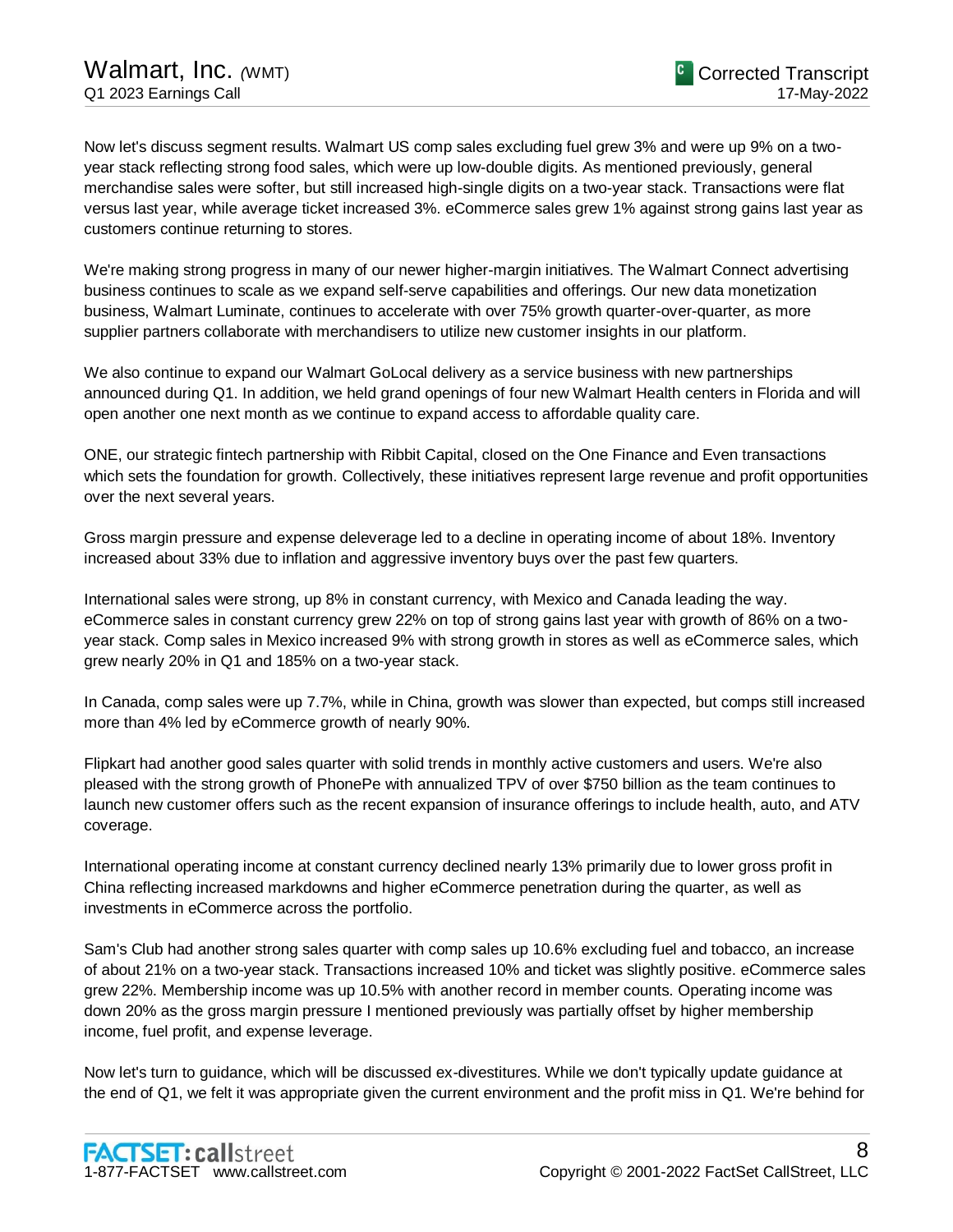Now let's discuss segment results. Walmart US comp sales excluding fuel grew 3% and were up 9% on a two-year stack reflecting strong food sales, which were up low-double digits. As mentioned previously, general merchandise sales were softer, but still increased high-single digits on a two-year stack. Transactions were flat versus last year, while average ticket increased 3%. eCommerce sales grew 1% against strong gains last year as customers continue returning to stores.

We're making strong progress in many of our newer higher-margin initiatives. The Walmart Connect advertising business continues to scale as we expand self-serve capabilities and offerings. Our new data monetization business, Walmart Luminate, continues to accelerate with over 75% growth quarter-over-quarter, as more supplier partners collaborate with merchandisers to utilize new customer insights in our platform.

We also continue to expand our Walmart GoLocal delivery as a service business with new partnerships announced during Q1. In addition, we held grand openings of four new Walmart Health centers in Florida and will open another one next month as we continue to expand access to affordable quality care.

ONE, our strategic fintech partnership with Ribbit Capital, closed on the One Finance and Even transactions which sets the foundation for growth. Collectively, these initiatives represent large revenue and profit opportunities over the next several years.

Gross margin pressure and expense deleverage led to a decline in operating income of about 18%. Inventory increased about 33% due to inflation and aggressive inventory buys over the past few quarters.

International sales were strong, up 8% in constant currency, with Mexico and Canada leading the way. eCommerce sales in constant currency grew 22% on top of strong gains last year with growth of 86% on a two-year stack. Comp sales in Mexico increased 9% with strong growth in stores as well as eCommerce sales, which grew nearly 20% in Q1 and 185% on a two-year stack.

In Canada, comp sales were up 7.7%, while in China, growth was slower than expected, but comps still increased more than 4% led by eCommerce growth of nearly 90%.

Flipkart had another good sales quarter with solid trends in monthly active customers and users. We're also pleased with the strong growth of PhonePe with annualized TPV of over $750 billion as the team continues to launch new customer offers such as the recent expansion of insurance offerings to include health, auto, and ATV coverage.

International operating income at constant currency declined nearly 13% primarily due to lower gross profit in China reflecting increased markdowns and higher eCommerce penetration during the quarter, as well as investments in eCommerce across the portfolio.

Sam's Club had another strong sales quarter with comp sales up 10.6% excluding fuel and tobacco, an increase of about 21% on a two-year stack. Transactions increased 10% and ticket was slightly positive. eCommerce sales grew 22%. Membership income was up 10.5% with another record in member counts. Operating income was down 20% as the gross margin pressure I mentioned previously was partially offset by higher membership income, fuel profit, and expense leverage.

Now let's turn to guidance, which will be discussed ex-divestitures. While we don't typically update guidance at the end of Q1, we felt it was appropriate given the current environment and the profit miss in Q1. We're behind for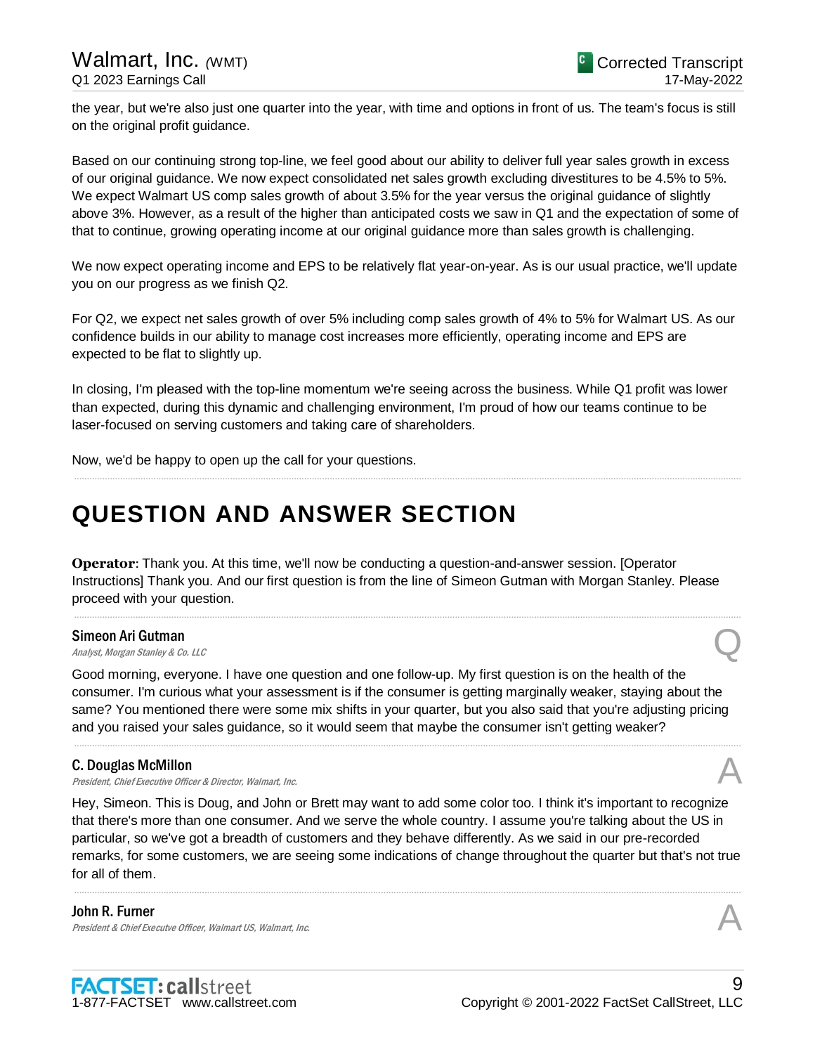the year, but we're also just one quarter into the year, with time and options in front of us. The team's focus is still on the original profit guidance.

Based on our continuing strong top-line, we feel good about our ability to deliver full year sales growth in excess of our original guidance. We now expect consolidated net sales growth excluding divestitures to be 4.5% to 5%. We expect Walmart US comp sales growth of about 3.5% for the year versus the original guidance of slightly above 3%. However, as a result of the higher than anticipated costs we saw in Q1 and the expectation of some of that to continue, growing operating income at our original guidance more than sales growth is challenging.

We now expect operating income and EPS to be relatively flat year-on-year. As is our usual practice, we'll update you on our progress as we finish Q2.

For Q2, we expect net sales growth of over 5% including comp sales growth of 4% to 5% for Walmart US. As our confidence builds in our ability to manage cost increases more efficiently, operating income and EPS are expected to be flat to slightly up.

In closing, I'm pleased with the top-line momentum we're seeing across the business. While Q1 profit was lower than expected, during this dynamic and challenging environment, I'm proud of how our teams continue to be laser-focused on serving customers and taking care of shareholders.

Now, we'd be happy to open up the call for your questions.

# QUESTION AND ANSWER SECTION

**Operator**: Thank you. At this time, we'll now be conducting a question-and-answer session. [Operator Instructions] Thank you. And our first question is from the line of Simeon Gutman with Morgan Stanley. Please proceed with your question.

---

**Simeon Ari Gutman**
*Analyst, Morgan Stanley & Co. LLC* — Q

Good morning, everyone. I have one question and one follow-up. My first question is on the health of the consumer. I'm curious what your assessment is if the consumer is getting marginally weaker, staying about the same? You mentioned there were some mix shifts in your quarter, but you also said that you're adjusting pricing and you raised your sales guidance, so it would seem that maybe the consumer isn't getting weaker?

---

**C. Douglas McMillon**
*President, Chief Executive Officer & Director, Walmart, Inc.* — A

Hey, Simeon. This is Doug, and John or Brett may want to add some color too. I think it's important to recognize that there's more than one consumer. And we serve the whole country. I assume you're talking about the US in particular, so we've got a breadth of customers and they behave differently. As we said in our pre-recorded remarks, for some customers, we are seeing some indications of change throughout the quarter but that's not true for all of them.

---

**John R. Furner**
*President & Chief Executve Officer, Walmart US, Walmart, Inc.* — A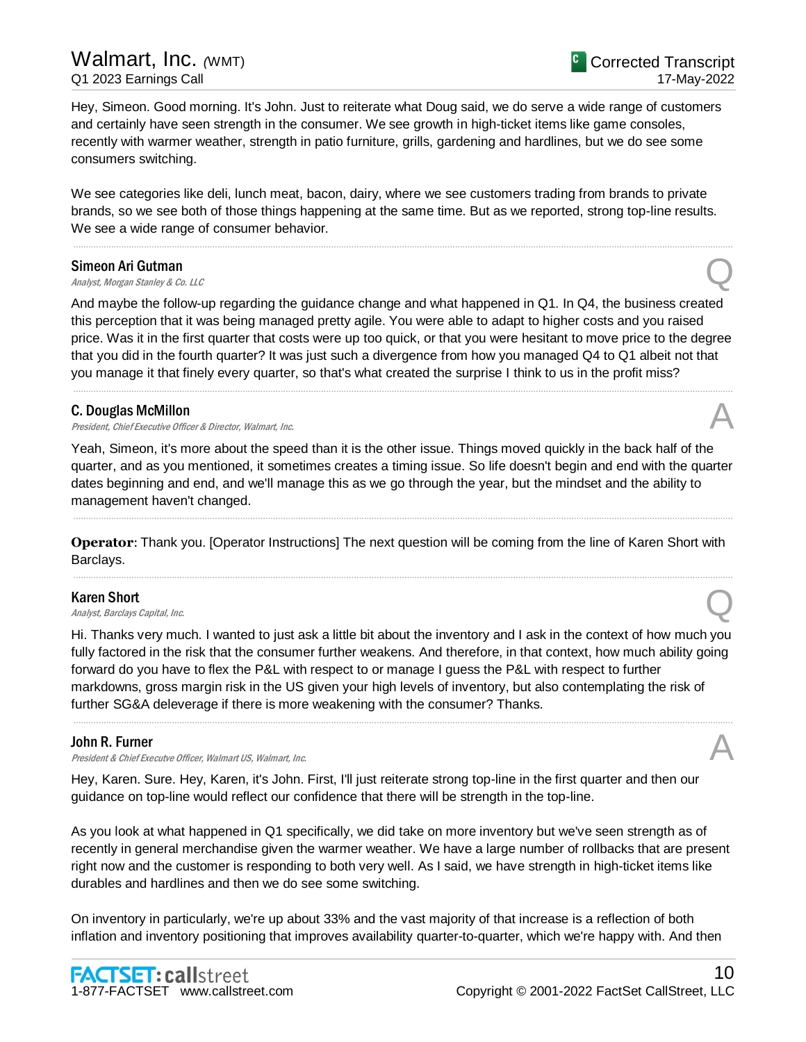Hey, Simeon. Good morning. It's John. Just to reiterate what Doug said, we do serve a wide range of customers and certainly have seen strength in the consumer. We see growth in high-ticket items like game consoles, recently with warmer weather, strength in patio furniture, grills, gardening and hardlines, but we do see some consumers switching.

We see categories like deli, lunch meat, bacon, dairy, where we see customers trading from brands to private brands, so we see both of those things happening at the same time. But as we reported, strong top-line results. We see a wide range of consumer behavior.

---

**Simeon Ari Gutman**
*Analyst, Morgan Stanley & Co. LLC* **Q**

And maybe the follow-up regarding the guidance change and what happened in Q1. In Q4, the business created this perception that it was being managed pretty agile. You were able to adapt to higher costs and you raised price. Was it in the first quarter that costs were up too quick, or that you were hesitant to move price to the degree that you did in the fourth quarter? It was just such a divergence from how you managed Q4 to Q1 albeit not that you manage it that finely every quarter, so that's what created the surprise I think to us in the profit miss?

---

**C. Douglas McMillon**
*President, Chief Executive Officer & Director, Walmart, Inc.* **A**

Yeah, Simeon, it's more about the speed than it is the other issue. Things moved quickly in the back half of the quarter, and as you mentioned, it sometimes creates a timing issue. So life doesn't begin and end with the quarter dates beginning and end, and we'll manage this as we go through the year, but the mindset and the ability to management haven't changed.

---

**Operator**: Thank you. [Operator Instructions] The next question will be coming from the line of Karen Short with Barclays.

---

**Karen Short**
*Analyst, Barclays Capital, Inc.* **Q**

Hi. Thanks very much. I wanted to just ask a little bit about the inventory and I ask in the context of how much you fully factored in the risk that the consumer further weakens. And therefore, in that context, how much ability going forward do you have to flex the P&L with respect to or manage I guess the P&L with respect to further markdowns, gross margin risk in the US given your high levels of inventory, but also contemplating the risk of further SG&A deleverage if there is more weakening with the consumer? Thanks.

---

**John R. Furner**
*President & Chief Executve Officer, Walmart US, Walmart, Inc.* **A**

Hey, Karen. Sure. Hey, Karen, it's John. First, I'll just reiterate strong top-line in the first quarter and then our guidance on top-line would reflect our confidence that there will be strength in the top-line.

As you look at what happened in Q1 specifically, we did take on more inventory but we've seen strength as of recently in general merchandise given the warmer weather. We have a large number of rollbacks that are present right now and the customer is responding to both very well. As I said, we have strength in high-ticket items like durables and hardlines and then we do see some switching.

On inventory in particularly, we're up about 33% and the vast majority of that increase is a reflection of both inflation and inventory positioning that improves availability quarter-to-quarter, which we're happy with. And then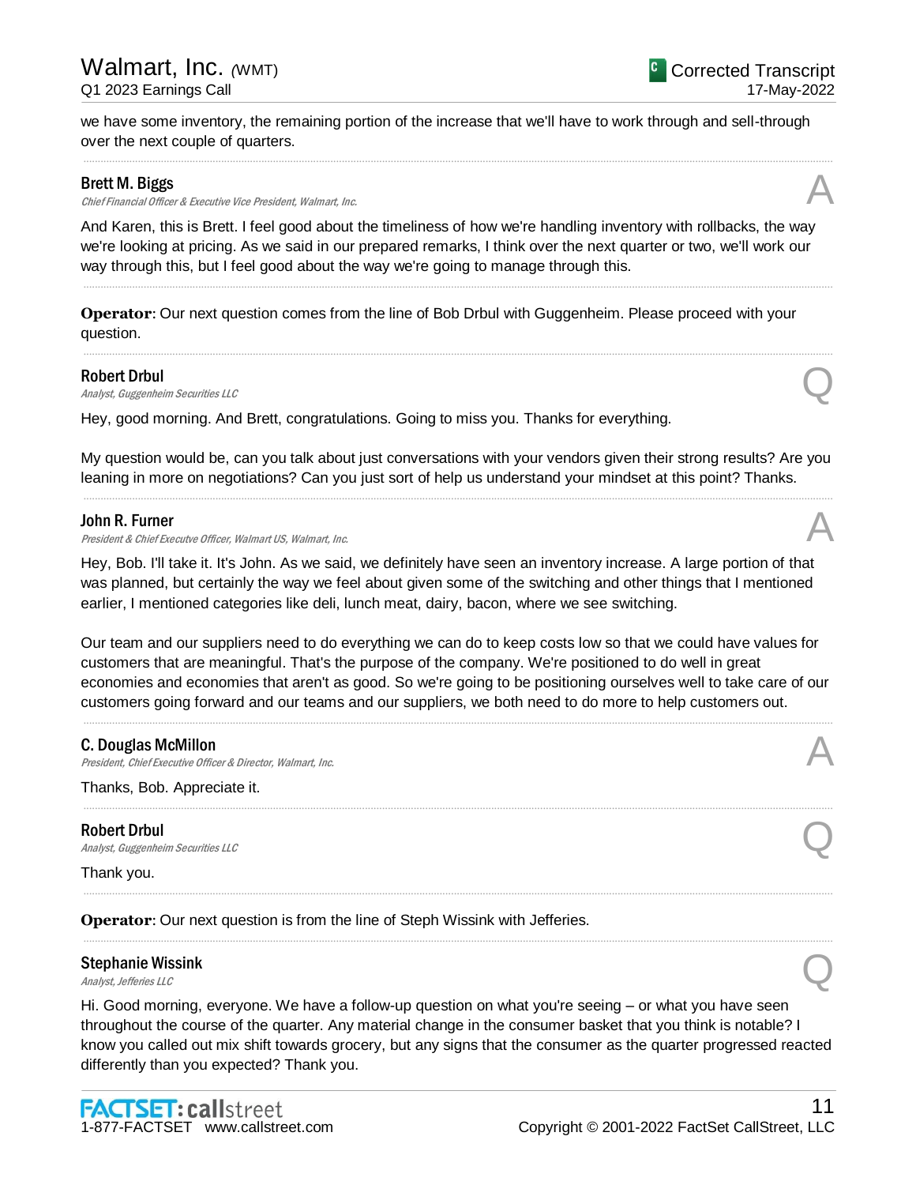we have some inventory, the remaining portion of the increase that we'll have to work through and sell-through over the next couple of quarters.

---

**Brett M. Biggs**
*Chief Financial Officer & Executive Vice President, Walmart, Inc.* — A

And Karen, this is Brett. I feel good about the timeliness of how we're handling inventory with rollbacks, the way we're looking at pricing. As we said in our prepared remarks, I think over the next quarter or two, we'll work our way through this, but I feel good about the way we're going to manage through this.

---

**Operator**: Our next question comes from the line of Bob Drbul with Guggenheim. Please proceed with your question.

---

**Robert Drbul**
*Analyst, Guggenheim Securities LLC* — Q

Hey, good morning. And Brett, congratulations. Going to miss you. Thanks for everything.

My question would be, can you talk about just conversations with your vendors given their strong results? Are you leaning in more on negotiations? Can you just sort of help us understand your mindset at this point? Thanks.

---

**John R. Furner**
*President & Chief Executve Officer, Walmart US, Walmart, Inc.* — A

Hey, Bob. I'll take it. It's John. As we said, we definitely have seen an inventory increase. A large portion of that was planned, but certainly the way we feel about given some of the switching and other things that I mentioned earlier, I mentioned categories like deli, lunch meat, dairy, bacon, where we see switching.

Our team and our suppliers need to do everything we can do to keep costs low so that we could have values for customers that are meaningful. That's the purpose of the company. We're positioned to do well in great economies and economies that aren't as good. So we're going to be positioning ourselves well to take care of our customers going forward and our teams and our suppliers, we both need to do more to help customers out.

---

**C. Douglas McMillon**
*President, Chief Executive Officer & Director, Walmart, Inc.* — A

Thanks, Bob. Appreciate it.

---

**Robert Drbul**
*Analyst, Guggenheim Securities LLC* — Q

Thank you.

---

**Operator**: Our next question is from the line of Steph Wissink with Jefferies.

---

**Stephanie Wissink**
*Analyst, Jefferies LLC* — Q

Hi. Good morning, everyone. We have a follow-up question on what you're seeing – or what you have seen throughout the course of the quarter. Any material change in the consumer basket that you think is notable? I know you called out mix shift towards grocery, but any signs that the consumer as the quarter progressed reacted differently than you expected? Thank you.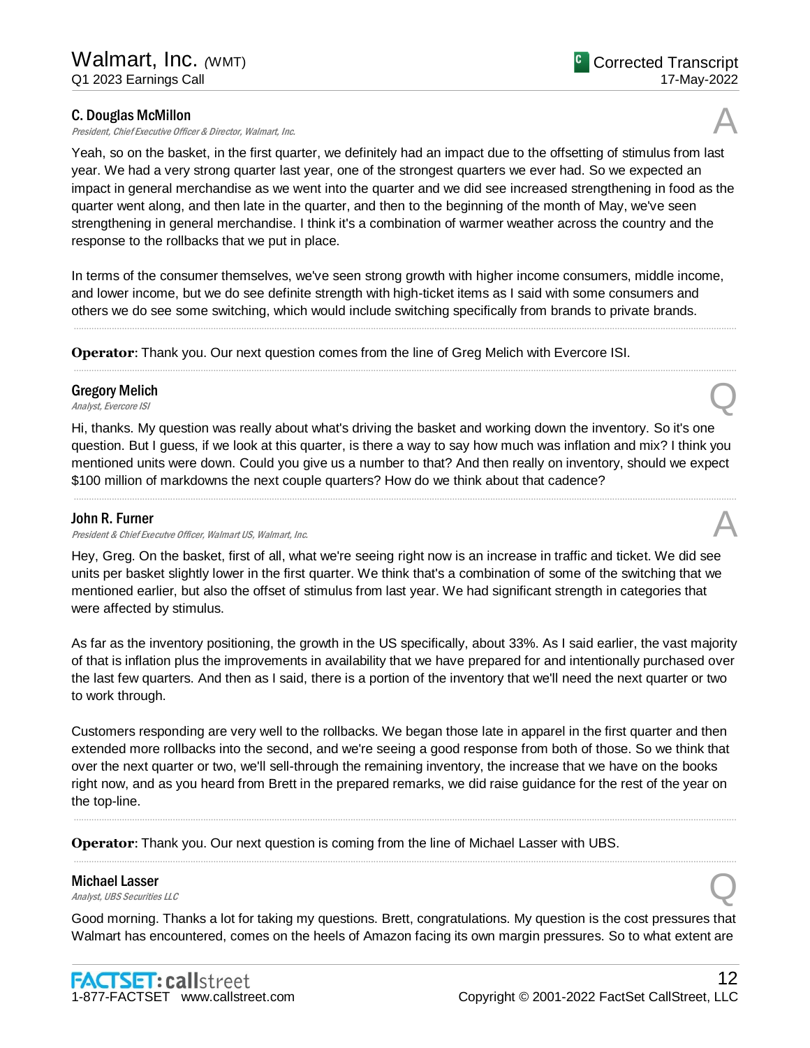**C. Douglas McMillon**
*President, Chief Executive Officer & Director, Walmart, Inc.*

A

Yeah, so on the basket, in the first quarter, we definitely had an impact due to the offsetting of stimulus from last year. We had a very strong quarter last year, one of the strongest quarters we ever had. So we expected an impact in general merchandise as we went into the quarter and we did see increased strengthening in food as the quarter went along, and then late in the quarter, and then to the beginning of the month of May, we've seen strengthening in general merchandise. I think it's a combination of warmer weather across the country and the response to the rollbacks that we put in place.

In terms of the consumer themselves, we've seen strong growth with higher income consumers, middle income, and lower income, but we do see definite strength with high-ticket items as I said with some consumers and others we do see some switching, which would include switching specifically from brands to private brands.

---

**Operator**: Thank you. Our next question comes from the line of Greg Melich with Evercore ISI.

---

**Gregory Melich**
*Analyst, Evercore ISI*

Q

Hi, thanks. My question was really about what's driving the basket and working down the inventory. So it's one question. But I guess, if we look at this quarter, is there a way to say how much was inflation and mix? I think you mentioned units were down. Could you give us a number to that? And then really on inventory, should we expect $100 million of markdowns the next couple quarters? How do we think about that cadence?

---

**John R. Furner**
*President & Chief Executve Officer, Walmart US, Walmart, Inc.*

A

Hey, Greg. On the basket, first of all, what we're seeing right now is an increase in traffic and ticket. We did see units per basket slightly lower in the first quarter. We think that's a combination of some of the switching that we mentioned earlier, but also the offset of stimulus from last year. We had significant strength in categories that were affected by stimulus.

As far as the inventory positioning, the growth in the US specifically, about 33%. As I said earlier, the vast majority of that is inflation plus the improvements in availability that we have prepared for and intentionally purchased over the last few quarters. And then as I said, there is a portion of the inventory that we'll need the next quarter or two to work through.

Customers responding are very well to the rollbacks. We began those late in apparel in the first quarter and then extended more rollbacks into the second, and we're seeing a good response from both of those. So we think that over the next quarter or two, we'll sell-through the remaining inventory, the increase that we have on the books right now, and as you heard from Brett in the prepared remarks, we did raise guidance for the rest of the year on the top-line.

---

**Operator**: Thank you. Our next question is coming from the line of Michael Lasser with UBS.

---

**Michael Lasser**
*Analyst, UBS Securities LLC*

Q

Good morning. Thanks a lot for taking my questions. Brett, congratulations. My question is the cost pressures that Walmart has encountered, comes on the heels of Amazon facing its own margin pressures. So to what extent are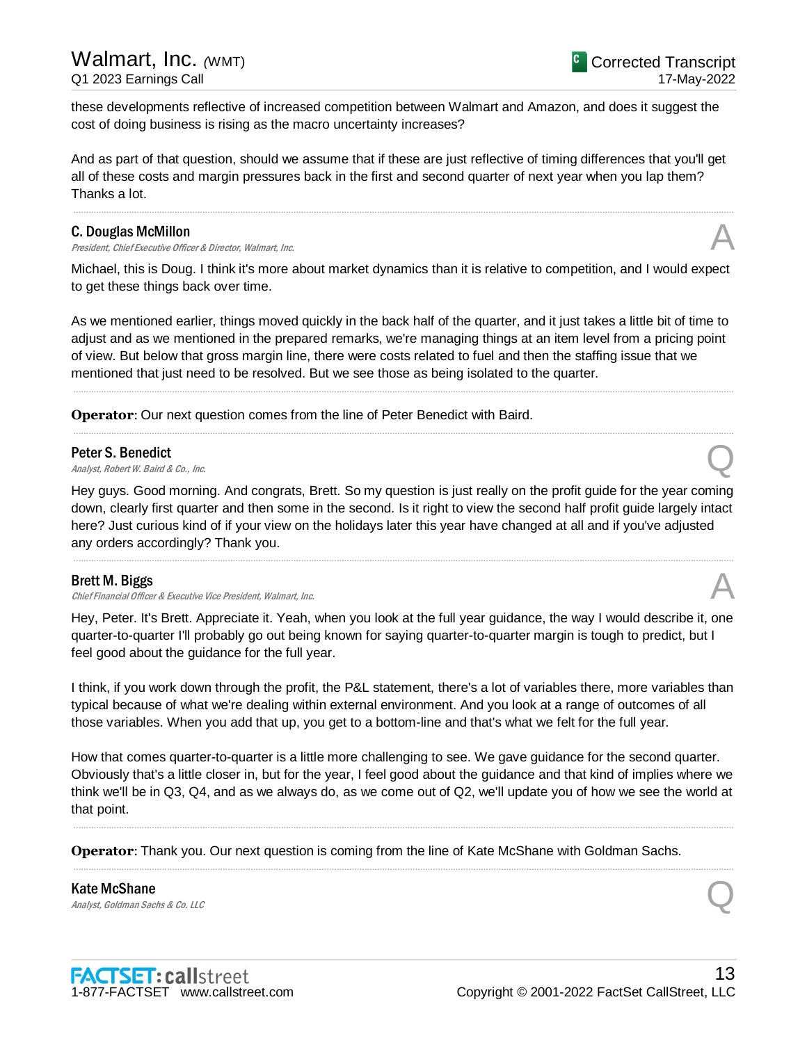these developments reflective of increased competition between Walmart and Amazon, and does it suggest the cost of doing business is rising as the macro uncertainty increases?

And as part of that question, should we assume that if these are just reflective of timing differences that you'll get all of these costs and margin pressures back in the first and second quarter of next year when you lap them? Thanks a lot.

---

**C. Douglas McMillon**
*President, Chief Executive Officer & Director, Walmart, Inc.*

**A**

Michael, this is Doug. I think it's more about market dynamics than it is relative to competition, and I would expect to get these things back over time.

As we mentioned earlier, things moved quickly in the back half of the quarter, and it just takes a little bit of time to adjust and as we mentioned in the prepared remarks, we're managing things at an item level from a pricing point of view. But below that gross margin line, there were costs related to fuel and then the staffing issue that we mentioned that just need to be resolved. But we see those as being isolated to the quarter.

---

**Operator**: Our next question comes from the line of Peter Benedict with Baird.

---

**Peter S. Benedict**
*Analyst, Robert W. Baird & Co., Inc.*

**Q**

Hey guys. Good morning. And congrats, Brett. So my question is just really on the profit guide for the year coming down, clearly first quarter and then some in the second. Is it right to view the second half profit guide largely intact here? Just curious kind of if your view on the holidays later this year have changed at all and if you've adjusted any orders accordingly? Thank you.

---

**Brett M. Biggs**
*Chief Financial Officer & Executive Vice President, Walmart, Inc.*

**A**

Hey, Peter. It's Brett. Appreciate it. Yeah, when you look at the full year guidance, the way I would describe it, one quarter-to-quarter I'll probably go out being known for saying quarter-to-quarter margin is tough to predict, but I feel good about the guidance for the full year.

I think, if you work down through the profit, the P&L statement, there's a lot of variables there, more variables than typical because of what we're dealing within external environment. And you look at a range of outcomes of all those variables. When you add that up, you get to a bottom-line and that's what we felt for the full year.

How that comes quarter-to-quarter is a little more challenging to see. We gave guidance for the second quarter. Obviously that's a little closer in, but for the year, I feel good about the guidance and that kind of implies where we think we'll be in Q3, Q4, and as we always do, as we come out of Q2, we'll update you of how we see the world at that point.

---

**Operator**: Thank you. Our next question is coming from the line of Kate McShane with Goldman Sachs.

---

**Kate McShane**
*Analyst, Goldman Sachs & Co. LLC*

**Q**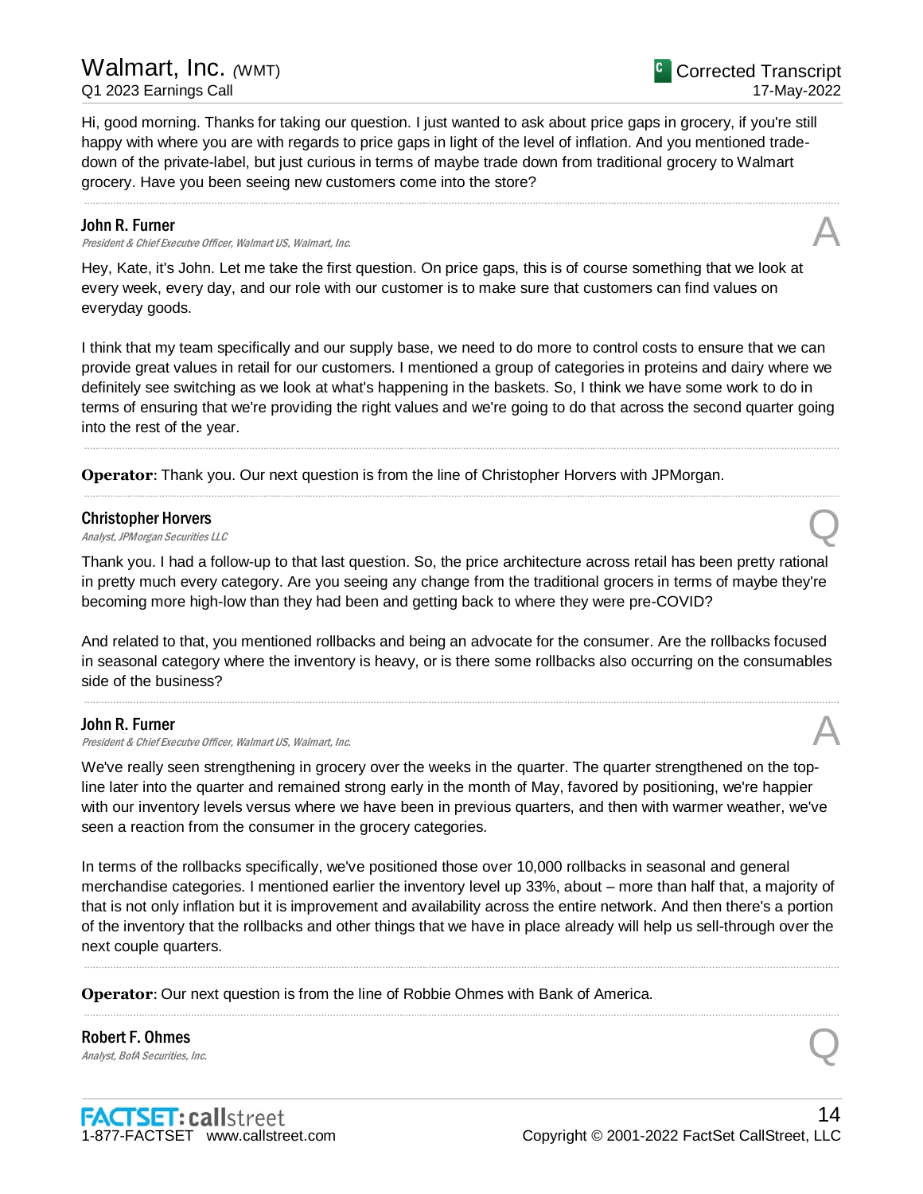Hi, good morning. Thanks for taking our question. I just wanted to ask about price gaps in grocery, if you're still happy with where you are with regards to price gaps in light of the level of inflation. And you mentioned trade-down of the private-label, but just curious in terms of maybe trade down from traditional grocery to Walmart grocery. Have you been seeing new customers come into the store?

---

**John R. Furner**
*President & Chief Executve Officer, Walmart US, Walmart, Inc.*

A

Hey, Kate, it's John. Let me take the first question. On price gaps, this is of course something that we look at every week, every day, and our role with our customer is to make sure that customers can find values on everyday goods.

I think that my team specifically and our supply base, we need to do more to control costs to ensure that we can provide great values in retail for our customers. I mentioned a group of categories in proteins and dairy where we definitely see switching as we look at what's happening in the baskets. So, I think we have some work to do in terms of ensuring that we're providing the right values and we're going to do that across the second quarter going into the rest of the year.

---

**Operator**: Thank you. Our next question is from the line of Christopher Horvers with JPMorgan.

---

**Christopher Horvers**
*Analyst, JPMorgan Securities LLC*

Q

Thank you. I had a follow-up to that last question. So, the price architecture across retail has been pretty rational in pretty much every category. Are you seeing any change from the traditional grocers in terms of maybe they're becoming more high-low than they had been and getting back to where they were pre-COVID?

And related to that, you mentioned rollbacks and being an advocate for the consumer. Are the rollbacks focused in seasonal category where the inventory is heavy, or is there some rollbacks also occurring on the consumables side of the business?

---

**John R. Furner**
*President & Chief Executve Officer, Walmart US, Walmart, Inc.*

A

We've really seen strengthening in grocery over the weeks in the quarter. The quarter strengthened on the top-line later into the quarter and remained strong early in the month of May, favored by positioning, we're happier with our inventory levels versus where we have been in previous quarters, and then with warmer weather, we've seen a reaction from the consumer in the grocery categories.

In terms of the rollbacks specifically, we've positioned those over 10,000 rollbacks in seasonal and general merchandise categories. I mentioned earlier the inventory level up 33%, about – more than half that, a majority of that is not only inflation but it is improvement and availability across the entire network. And then there's a portion of the inventory that the rollbacks and other things that we have in place already will help us sell-through over the next couple quarters.

---

**Operator**: Our next question is from the line of Robbie Ohmes with Bank of America.

---

**Robert F. Ohmes**
*Analyst, BofA Securities, Inc.*

Q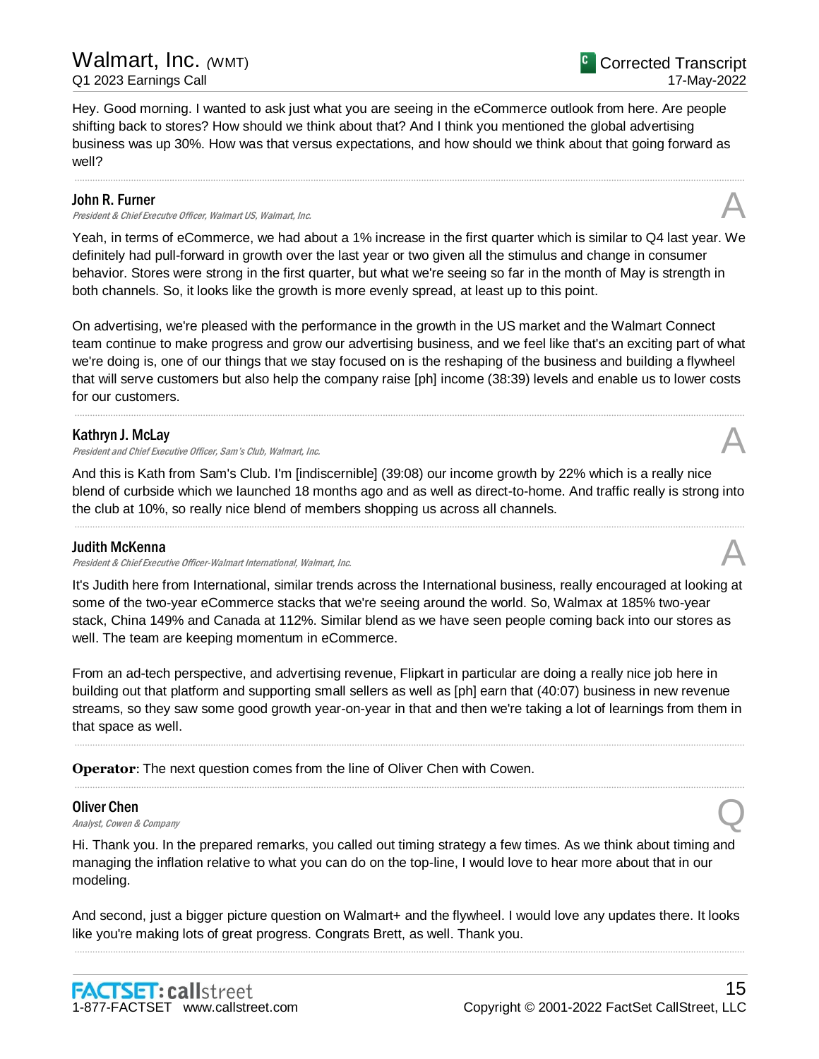Hey. Good morning. I wanted to ask just what you are seeing in the eCommerce outlook from here. Are people shifting back to stores? How should we think about that? And I think you mentioned the global advertising business was up 30%. How was that versus expectations, and how should we think about that going forward as well?

---

**John R. Furner**
*President & Chief Executve Officer, Walmart US, Walmart, Inc.*

A

Yeah, in terms of eCommerce, we had about a 1% increase in the first quarter which is similar to Q4 last year. We definitely had pull-forward in growth over the last year or two given all the stimulus and change in consumer behavior. Stores were strong in the first quarter, but what we're seeing so far in the month of May is strength in both channels. So, it looks like the growth is more evenly spread, at least up to this point.

On advertising, we're pleased with the performance in the growth in the US market and the Walmart Connect team continue to make progress and grow our advertising business, and we feel like that's an exciting part of what we're doing is, one of our things that we stay focused on is the reshaping of the business and building a flywheel that will serve customers but also help the company raise [ph] income (38:39) levels and enable us to lower costs for our customers.

---

**Kathryn J. McLay**
*President and Chief Executive Officer, Sam's Club, Walmart, Inc.*

A

And this is Kath from Sam's Club. I'm [indiscernible] (39:08) our income growth by 22% which is a really nice blend of curbside which we launched 18 months ago and as well as direct-to-home. And traffic really is strong into the club at 10%, so really nice blend of members shopping us across all channels.

---

**Judith McKenna**
*President & Chief Executive Officer-Walmart International, Walmart, Inc.*

A

It's Judith here from International, similar trends across the International business, really encouraged at looking at some of the two-year eCommerce stacks that we're seeing around the world. So, Walmax at 185% two-year stack, China 149% and Canada at 112%. Similar blend as we have seen people coming back into our stores as well. The team are keeping momentum in eCommerce.

From an ad-tech perspective, and advertising revenue, Flipkart in particular are doing a really nice job here in building out that platform and supporting small sellers as well as [ph] earn that (40:07) business in new revenue streams, so they saw some good growth year-on-year in that and then we're taking a lot of learnings from them in that space as well.

---

**Operator**: The next question comes from the line of Oliver Chen with Cowen.

---

**Oliver Chen**
*Analyst, Cowen & Company*

Q

Hi. Thank you. In the prepared remarks, you called out timing strategy a few times. As we think about timing and managing the inflation relative to what you can do on the top-line, I would love to hear more about that in our modeling.

And second, just a bigger picture question on Walmart+ and the flywheel. I would love any updates there. It looks like you're making lots of great progress. Congrats Brett, as well. Thank you.

---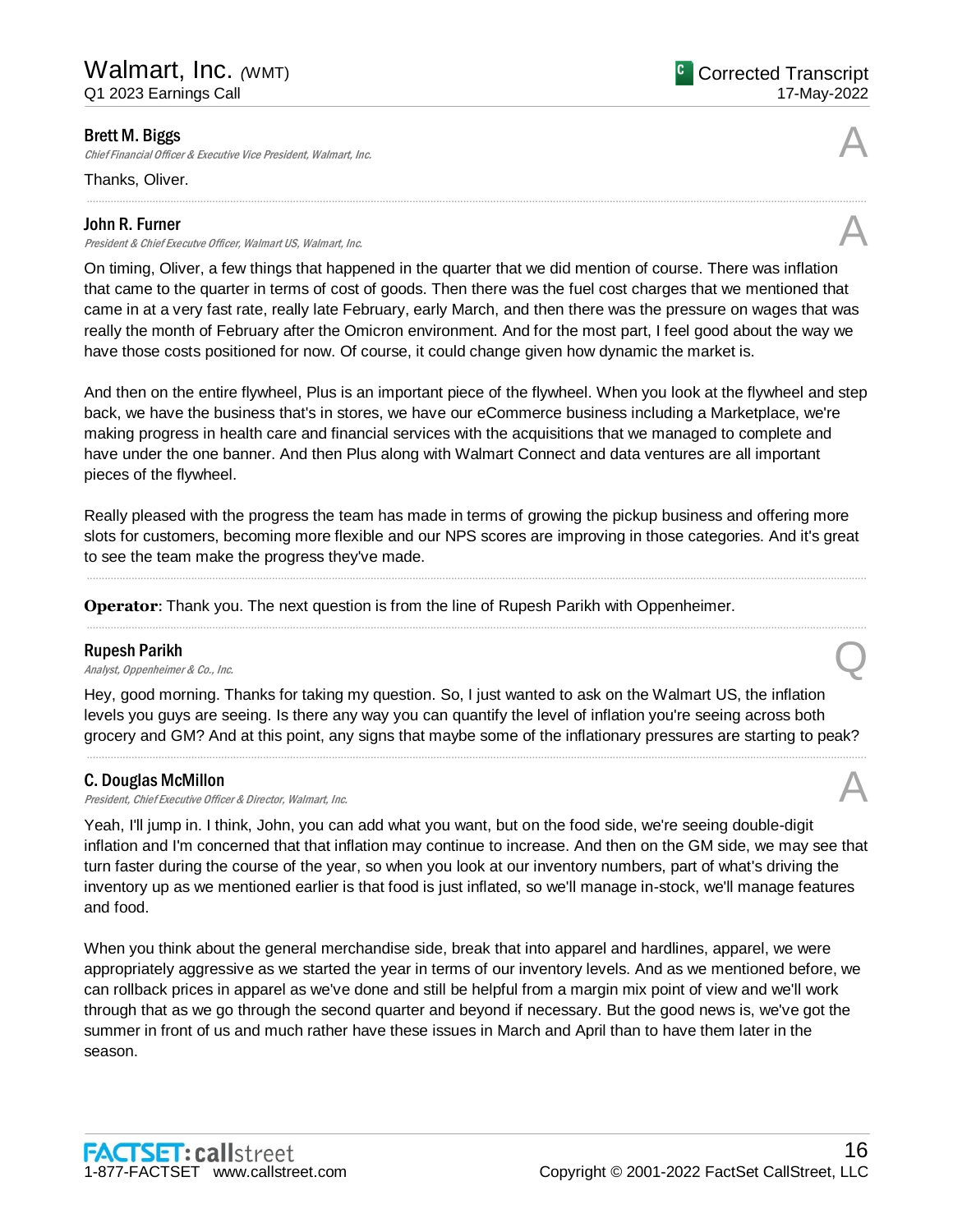**Brett M. Biggs**
*Chief Financial Officer & Executive Vice President, Walmart, Inc.* A

Thanks, Oliver.

---

**John R. Furner**
*President & Chief Executve Officer, Walmart US, Walmart, Inc.* A

On timing, Oliver, a few things that happened in the quarter that we did mention of course. There was inflation that came to the quarter in terms of cost of goods. Then there was the fuel cost charges that we mentioned that came in at a very fast rate, really late February, early March, and then there was the pressure on wages that was really the month of February after the Omicron environment. And for the most part, I feel good about the way we have those costs positioned for now. Of course, it could change given how dynamic the market is.

And then on the entire flywheel, Plus is an important piece of the flywheel. When you look at the flywheel and step back, we have the business that's in stores, we have our eCommerce business including a Marketplace, we're making progress in health care and financial services with the acquisitions that we managed to complete and have under the one banner. And then Plus along with Walmart Connect and data ventures are all important pieces of the flywheel.

Really pleased with the progress the team has made in terms of growing the pickup business and offering more slots for customers, becoming more flexible and our NPS scores are improving in those categories. And it's great to see the team make the progress they've made.

---

**Operator**: Thank you. The next question is from the line of Rupesh Parikh with Oppenheimer.

---

**Rupesh Parikh**
*Analyst, Oppenheimer & Co., Inc.* Q

Hey, good morning. Thanks for taking my question. So, I just wanted to ask on the Walmart US, the inflation levels you guys are seeing. Is there any way you can quantify the level of inflation you're seeing across both grocery and GM? And at this point, any signs that maybe some of the inflationary pressures are starting to peak?

---

**C. Douglas McMillon**
*President, Chief Executive Officer & Director, Walmart, Inc.* A

Yeah, I'll jump in. I think, John, you can add what you want, but on the food side, we're seeing double-digit inflation and I'm concerned that that inflation may continue to increase. And then on the GM side, we may see that turn faster during the course of the year, so when you look at our inventory numbers, part of what's driving the inventory up as we mentioned earlier is that food is just inflated, so we'll manage in-stock, we'll manage features and food.

When you think about the general merchandise side, break that into apparel and hardlines, apparel, we were appropriately aggressive as we started the year in terms of our inventory levels. And as we mentioned before, we can rollback prices in apparel as we've done and still be helpful from a margin mix point of view and we'll work through that as we go through the second quarter and beyond if necessary. But the good news is, we've got the summer in front of us and much rather have these issues in March and April than to have them later in the season.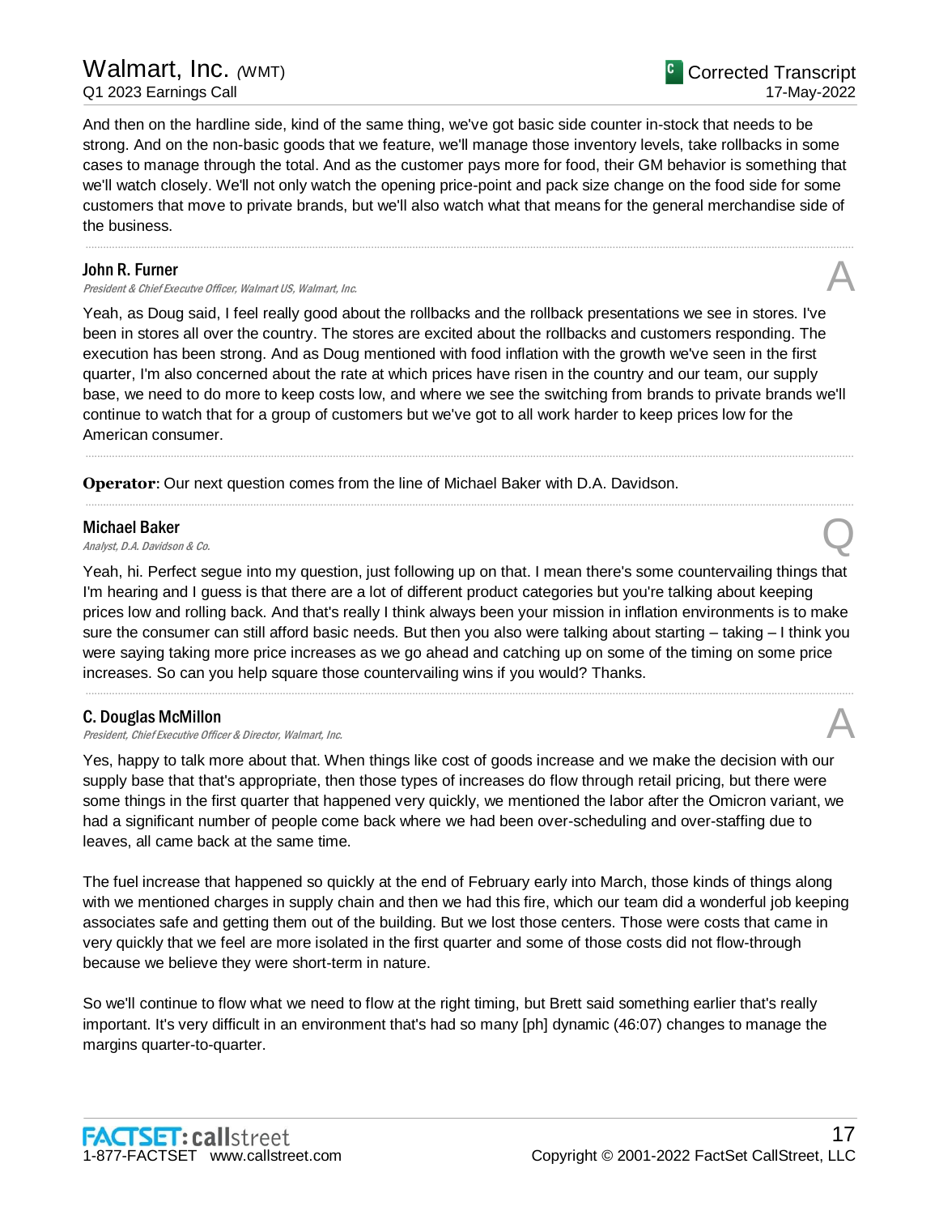And then on the hardline side, kind of the same thing, we've got basic side counter in-stock that needs to be strong. And on the non-basic goods that we feature, we'll manage those inventory levels, take rollbacks in some cases to manage through the total. And as the customer pays more for food, their GM behavior is something that we'll watch closely. We'll not only watch the opening price-point and pack size change on the food side for some customers that move to private brands, but we'll also watch what that means for the general merchandise side of the business.

---

**John R. Furner**
*President & Chief Executve Officer, Walmart US, Walmart, Inc.*

A

Yeah, as Doug said, I feel really good about the rollbacks and the rollback presentations we see in stores. I've been in stores all over the country. The stores are excited about the rollbacks and customers responding. The execution has been strong. And as Doug mentioned with food inflation with the growth we've seen in the first quarter, I'm also concerned about the rate at which prices have risen in the country and our team, our supply base, we need to do more to keep costs low, and where we see the switching from brands to private brands we'll continue to watch that for a group of customers but we've got to all work harder to keep prices low for the American consumer.

---

**Operator**: Our next question comes from the line of Michael Baker with D.A. Davidson.

---

**Michael Baker**
*Analyst, D.A. Davidson & Co.*

Q

Yeah, hi. Perfect segue into my question, just following up on that. I mean there's some countervailing things that I'm hearing and I guess is that there are a lot of different product categories but you're talking about keeping prices low and rolling back. And that's really I think always been your mission in inflation environments is to make sure the consumer can still afford basic needs. But then you also were talking about starting – taking – I think you were saying taking more price increases as we go ahead and catching up on some of the timing on some price increases. So can you help square those countervailing wins if you would? Thanks.

---

**C. Douglas McMillon**
*President, Chief Executive Officer & Director, Walmart, Inc.*

A

Yes, happy to talk more about that. When things like cost of goods increase and we make the decision with our supply base that that's appropriate, then those types of increases do flow through retail pricing, but there were some things in the first quarter that happened very quickly, we mentioned the labor after the Omicron variant, we had a significant number of people come back where we had been over-scheduling and over-staffing due to leaves, all came back at the same time.

The fuel increase that happened so quickly at the end of February early into March, those kinds of things along with we mentioned charges in supply chain and then we had this fire, which our team did a wonderful job keeping associates safe and getting them out of the building. But we lost those centers. Those were costs that came in very quickly that we feel are more isolated in the first quarter and some of those costs did not flow-through because we believe they were short-term in nature.

So we'll continue to flow what we need to flow at the right timing, but Brett said something earlier that's really important. It's very difficult in an environment that's had so many [ph] dynamic (46:07) changes to manage the margins quarter-to-quarter.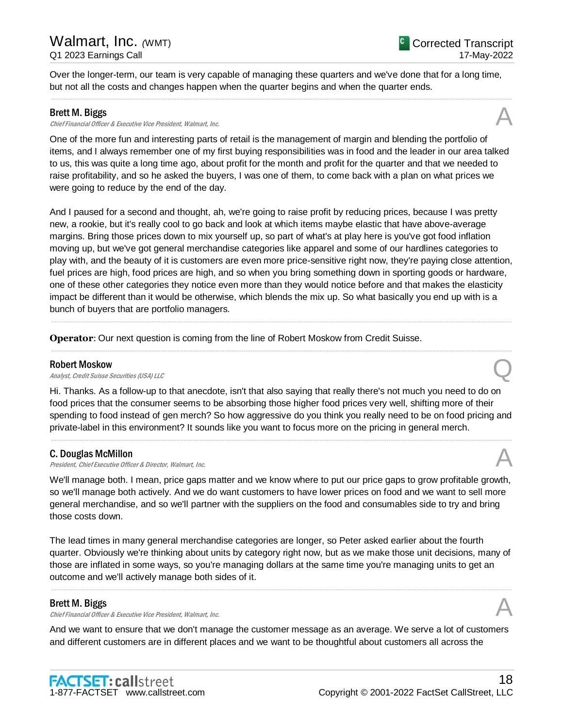Over the longer-term, our team is very capable of managing these quarters and we've done that for a long time, but not all the costs and changes happen when the quarter begins and when the quarter ends.

---

**Brett M. Biggs**
*Chief Financial Officer & Executive Vice President, Walmart, Inc.*

**A**

One of the more fun and interesting parts of retail is the management of margin and blending the portfolio of items, and I always remember one of my first buying responsibilities was in food and the leader in our area talked to us, this was quite a long time ago, about profit for the month and profit for the quarter and that we needed to raise profitability, and so he asked the buyers, I was one of them, to come back with a plan on what prices we were going to reduce by the end of the day.

And I paused for a second and thought, ah, we're going to raise profit by reducing prices, because I was pretty new, a rookie, but it's really cool to go back and look at which items maybe elastic that have above-average margins. Bring those prices down to mix yourself up, so part of what's at play here is you've got food inflation moving up, but we've got general merchandise categories like apparel and some of our hardlines categories to play with, and the beauty of it is customers are even more price-sensitive right now, they're paying close attention, fuel prices are high, food prices are high, and so when you bring something down in sporting goods or hardware, one of these other categories they notice even more than they would notice before and that makes the elasticity impact be different than it would be otherwise, which blends the mix up. So what basically you end up with is a bunch of buyers that are portfolio managers.

---

**Operator**: Our next question is coming from the line of Robert Moskow from Credit Suisse.

---

**Robert Moskow**
*Analyst, Credit Suisse Securities (USA) LLC*

**Q**

Hi. Thanks. As a follow-up to that anecdote, isn't that also saying that really there's not much you need to do on food prices that the consumer seems to be absorbing those higher food prices very well, shifting more of their spending to food instead of gen merch? So how aggressive do you think you really need to be on food pricing and private-label in this environment? It sounds like you want to focus more on the pricing in general merch.

---

**C. Douglas McMillon**
*President, Chief Executive Officer & Director, Walmart, Inc.*

**A**

We'll manage both. I mean, price gaps matter and we know where to put our price gaps to grow profitable growth, so we'll manage both actively. And we do want customers to have lower prices on food and we want to sell more general merchandise, and so we'll partner with the suppliers on the food and consumables side to try and bring those costs down.

The lead times in many general merchandise categories are longer, so Peter asked earlier about the fourth quarter. Obviously we're thinking about units by category right now, but as we make those unit decisions, many of those are inflated in some ways, so you're managing dollars at the same time you're managing units to get an outcome and we'll actively manage both sides of it.

---

**Brett M. Biggs**
*Chief Financial Officer & Executive Vice President, Walmart, Inc.*

**A**

And we want to ensure that we don't manage the customer message as an average. We serve a lot of customers and different customers are in different places and we want to be thoughtful about customers all across the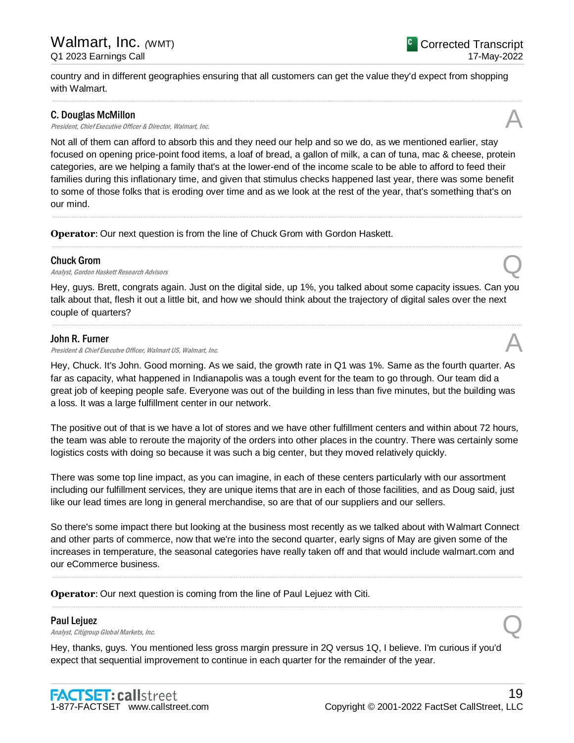country and in different geographies ensuring that all customers can get the value they'd expect from shopping with Walmart.

---

**C. Douglas McMillon**
*President, Chief Executive Officer & Director, Walmart, Inc.* **A**

Not all of them can afford to absorb this and they need our help and so we do, as we mentioned earlier, stay focused on opening price-point food items, a loaf of bread, a gallon of milk, a can of tuna, mac & cheese, protein categories, are we helping a family that's at the lower-end of the income scale to be able to afford to feed their families during this inflationary time, and given that stimulus checks happened last year, there was some benefit to some of those folks that is eroding over time and as we look at the rest of the year, that's something that's on our mind.

---

**Operator**: Our next question is from the line of Chuck Grom with Gordon Haskett.

---

**Chuck Grom**
*Analyst, Gordon Haskett Research Advisors* **Q**

Hey, guys. Brett, congrats again. Just on the digital side, up 1%, you talked about some capacity issues. Can you talk about that, flesh it out a little bit, and how we should think about the trajectory of digital sales over the next couple of quarters?

---

**John R. Furner**
*President & Chief Executve Officer, Walmart US, Walmart, Inc.* **A**

Hey, Chuck. It's John. Good morning. As we said, the growth rate in Q1 was 1%. Same as the fourth quarter. As far as capacity, what happened in Indianapolis was a tough event for the team to go through. Our team did a great job of keeping people safe. Everyone was out of the building in less than five minutes, but the building was a loss. It was a large fulfillment center in our network.

The positive out of that is we have a lot of stores and we have other fulfillment centers and within about 72 hours, the team was able to reroute the majority of the orders into other places in the country. There was certainly some logistics costs with doing so because it was such a big center, but they moved relatively quickly.

There was some top line impact, as you can imagine, in each of these centers particularly with our assortment including our fulfillment services, they are unique items that are in each of those facilities, and as Doug said, just like our lead times are long in general merchandise, so are that of our suppliers and our sellers.

So there's some impact there but looking at the business most recently as we talked about with Walmart Connect and other parts of commerce, now that we're into the second quarter, early signs of May are given some of the increases in temperature, the seasonal categories have really taken off and that would include walmart.com and our eCommerce business.

---

**Operator**: Our next question is coming from the line of Paul Lejuez with Citi.

---

**Paul Lejuez**
*Analyst, Citigroup Global Markets, Inc.* **Q**

Hey, thanks, guys. You mentioned less gross margin pressure in 2Q versus 1Q, I believe. I'm curious if you'd expect that sequential improvement to continue in each quarter for the remainder of the year.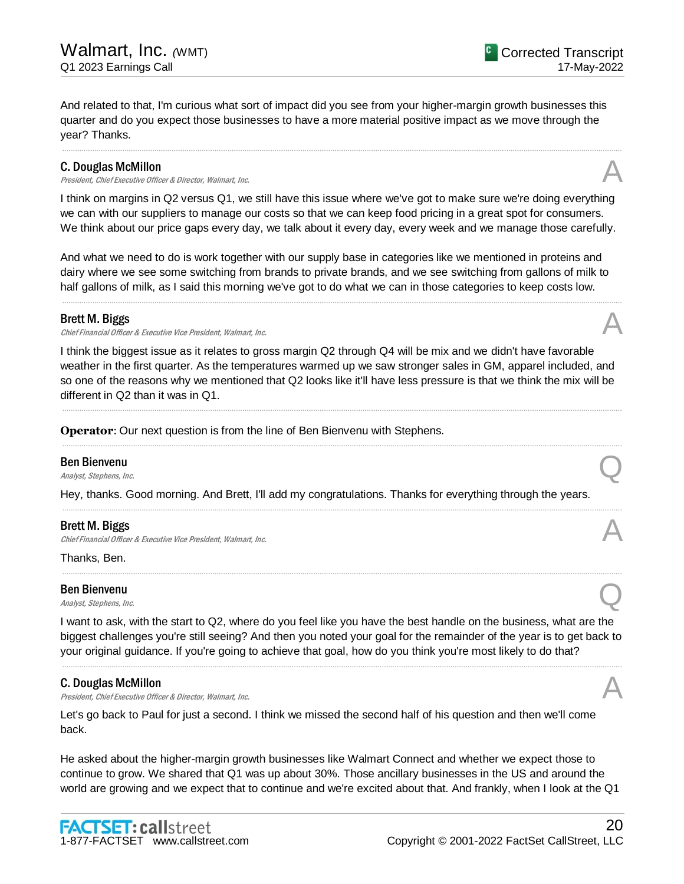And related to that, I'm curious what sort of impact did you see from your higher-margin growth businesses this quarter and do you expect those businesses to have a more material positive impact as we move through the year? Thanks.

---

**C. Douglas McMillon**
*President, Chief Executive Officer & Director, Walmart, Inc.* **A**

I think on margins in Q2 versus Q1, we still have this issue where we've got to make sure we're doing everything we can with our suppliers to manage our costs so that we can keep food pricing in a great spot for consumers. We think about our price gaps every day, we talk about it every day, every week and we manage those carefully.

And what we need to do is work together with our supply base in categories like we mentioned in proteins and dairy where we see some switching from brands to private brands, and we see switching from gallons of milk to half gallons of milk, as I said this morning we've got to do what we can in those categories to keep costs low.

---

**Brett M. Biggs**
*Chief Financial Officer & Executive Vice President, Walmart, Inc.* **A**

I think the biggest issue as it relates to gross margin Q2 through Q4 will be mix and we didn't have favorable weather in the first quarter. As the temperatures warmed up we saw stronger sales in GM, apparel included, and so one of the reasons why we mentioned that Q2 looks like it'll have less pressure is that we think the mix will be different in Q2 than it was in Q1.

---

**Operator**: Our next question is from the line of Ben Bienvenu with Stephens.

---

**Ben Bienvenu**
*Analyst, Stephens, Inc.* **Q**

Hey, thanks. Good morning. And Brett, I'll add my congratulations. Thanks for everything through the years.

---

**Brett M. Biggs**
*Chief Financial Officer & Executive Vice President, Walmart, Inc.* **A**

Thanks, Ben.

---

**Ben Bienvenu**
*Analyst, Stephens, Inc.* **Q**

I want to ask, with the start to Q2, where do you feel like you have the best handle on the business, what are the biggest challenges you're still seeing? And then you noted your goal for the remainder of the year is to get back to your original guidance. If you're going to achieve that goal, how do you think you're most likely to do that?

---

**C. Douglas McMillon**
*President, Chief Executive Officer & Director, Walmart, Inc.* **A**

Let's go back to Paul for just a second. I think we missed the second half of his question and then we'll come back.

He asked about the higher-margin growth businesses like Walmart Connect and whether we expect those to continue to grow. We shared that Q1 was up about 30%. Those ancillary businesses in the US and around the world are growing and we expect that to continue and we're excited about that. And frankly, when I look at the Q1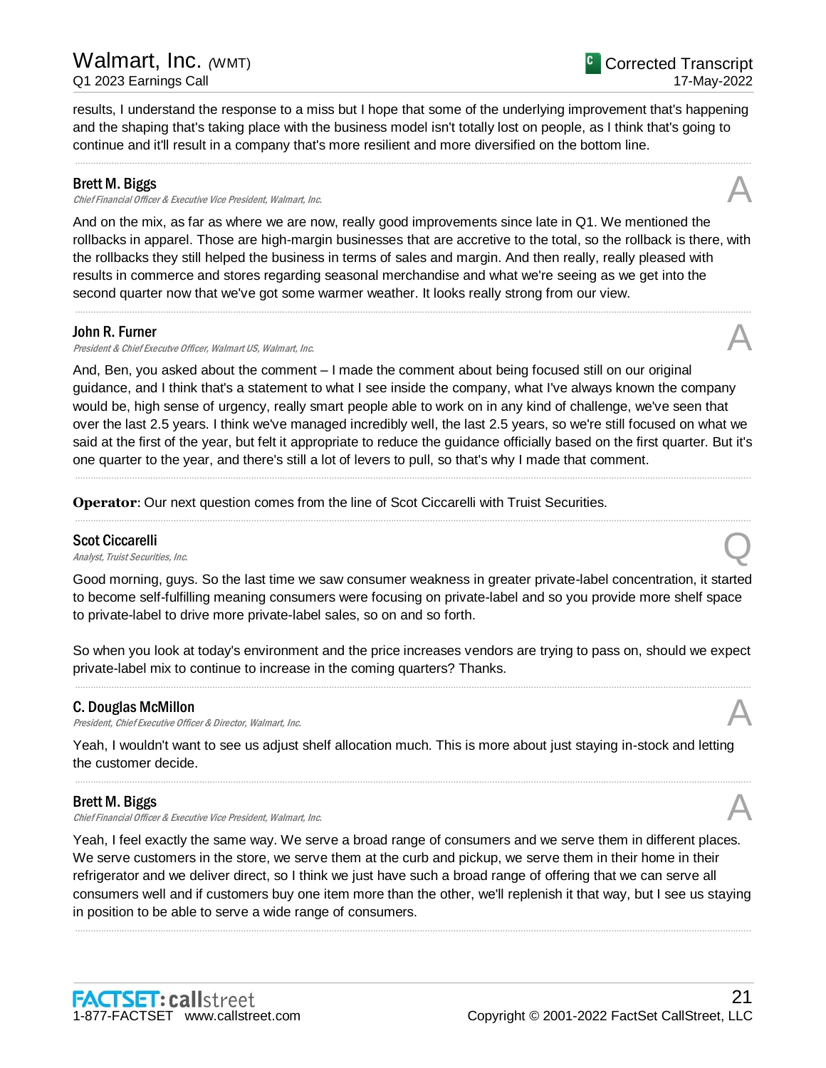results, I understand the response to a miss but I hope that some of the underlying improvement that's happening and the shaping that's taking place with the business model isn't totally lost on people, as I think that's going to continue and it'll result in a company that's more resilient and more diversified on the bottom line.

---

**Brett M. Biggs**
*Chief Financial Officer & Executive Vice President, Walmart, Inc.* **A**

And on the mix, as far as where we are now, really good improvements since late in Q1. We mentioned the rollbacks in apparel. Those are high-margin businesses that are accretive to the total, so the rollback is there, with the rollbacks they still helped the business in terms of sales and margin. And then really, really pleased with results in commerce and stores regarding seasonal merchandise and what we're seeing as we get into the second quarter now that we've got some warmer weather. It looks really strong from our view.

---

**John R. Furner**
*President & Chief Executve Officer, Walmart US, Walmart, Inc.* **A**

And, Ben, you asked about the comment – I made the comment about being focused still on our original guidance, and I think that's a statement to what I see inside the company, what I've always known the company would be, high sense of urgency, really smart people able to work on in any kind of challenge, we've seen that over the last 2.5 years. I think we've managed incredibly well, the last 2.5 years, so we're still focused on what we said at the first of the year, but felt it appropriate to reduce the guidance officially based on the first quarter. But it's one quarter to the year, and there's still a lot of levers to pull, so that's why I made that comment.

---

**Operator**: Our next question comes from the line of Scot Ciccarelli with Truist Securities.

---

**Scot Ciccarelli**
*Analyst, Truist Securities, Inc.* **Q**

Good morning, guys. So the last time we saw consumer weakness in greater private-label concentration, it started to become self-fulfilling meaning consumers were focusing on private-label and so you provide more shelf space to private-label to drive more private-label sales, so on and so forth.

So when you look at today's environment and the price increases vendors are trying to pass on, should we expect private-label mix to continue to increase in the coming quarters? Thanks.

---

**C. Douglas McMillon**
*President, Chief Executive Officer & Director, Walmart, Inc.* **A**

Yeah, I wouldn't want to see us adjust shelf allocation much. This is more about just staying in-stock and letting the customer decide.

---

**Brett M. Biggs**
*Chief Financial Officer & Executive Vice President, Walmart, Inc.* **A**

Yeah, I feel exactly the same way. We serve a broad range of consumers and we serve them in different places. We serve customers in the store, we serve them at the curb and pickup, we serve them in their home in their refrigerator and we deliver direct, so I think we just have such a broad range of offering that we can serve all consumers well and if customers buy one item more than the other, we'll replenish it that way, but I see us staying in position to be able to serve a wide range of consumers.

---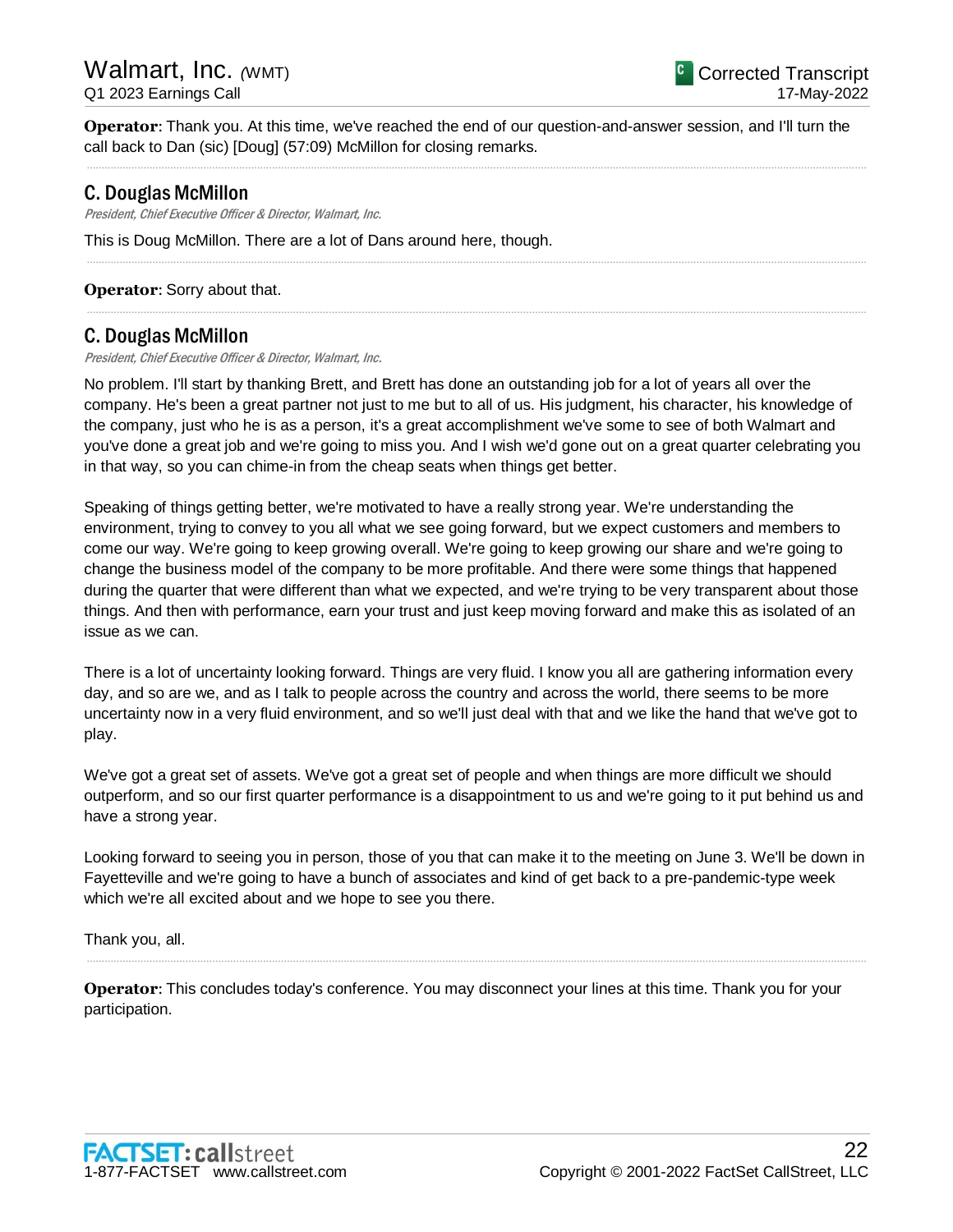**Operator**: Thank you. At this time, we've reached the end of our question-and-answer session, and I'll turn the call back to Dan (sic) [Doug] (57:09) McMillon for closing remarks.

---

## C. Douglas McMillon

*President, Chief Executive Officer & Director, Walmart, Inc.*

This is Doug McMillon. There are a lot of Dans around here, though.

---

**Operator**: Sorry about that.

---

## C. Douglas McMillon

*President, Chief Executive Officer & Director, Walmart, Inc.*

No problem. I'll start by thanking Brett, and Brett has done an outstanding job for a lot of years all over the company. He's been a great partner not just to me but to all of us. His judgment, his character, his knowledge of the company, just who he is as a person, it's a great accomplishment we've some to see of both Walmart and you've done a great job and we're going to miss you. And I wish we'd gone out on a great quarter celebrating you in that way, so you can chime-in from the cheap seats when things get better.

Speaking of things getting better, we're motivated to have a really strong year. We're understanding the environment, trying to convey to you all what we see going forward, but we expect customers and members to come our way. We're going to keep growing overall. We're going to keep growing our share and we're going to change the business model of the company to be more profitable. And there were some things that happened during the quarter that were different than what we expected, and we're trying to be very transparent about those things. And then with performance, earn your trust and just keep moving forward and make this as isolated of an issue as we can.

There is a lot of uncertainty looking forward. Things are very fluid. I know you all are gathering information every day, and so are we, and as I talk to people across the country and across the world, there seems to be more uncertainty now in a very fluid environment, and so we'll just deal with that and we like the hand that we've got to play.

We've got a great set of assets. We've got a great set of people and when things are more difficult we should outperform, and so our first quarter performance is a disappointment to us and we're going to it put behind us and have a strong year.

Looking forward to seeing you in person, those of you that can make it to the meeting on June 3. We'll be down in Fayetteville and we're going to have a bunch of associates and kind of get back to a pre-pandemic-type week which we're all excited about and we hope to see you there.

Thank you, all.

---

**Operator**: This concludes today's conference. You may disconnect your lines at this time. Thank you for your participation.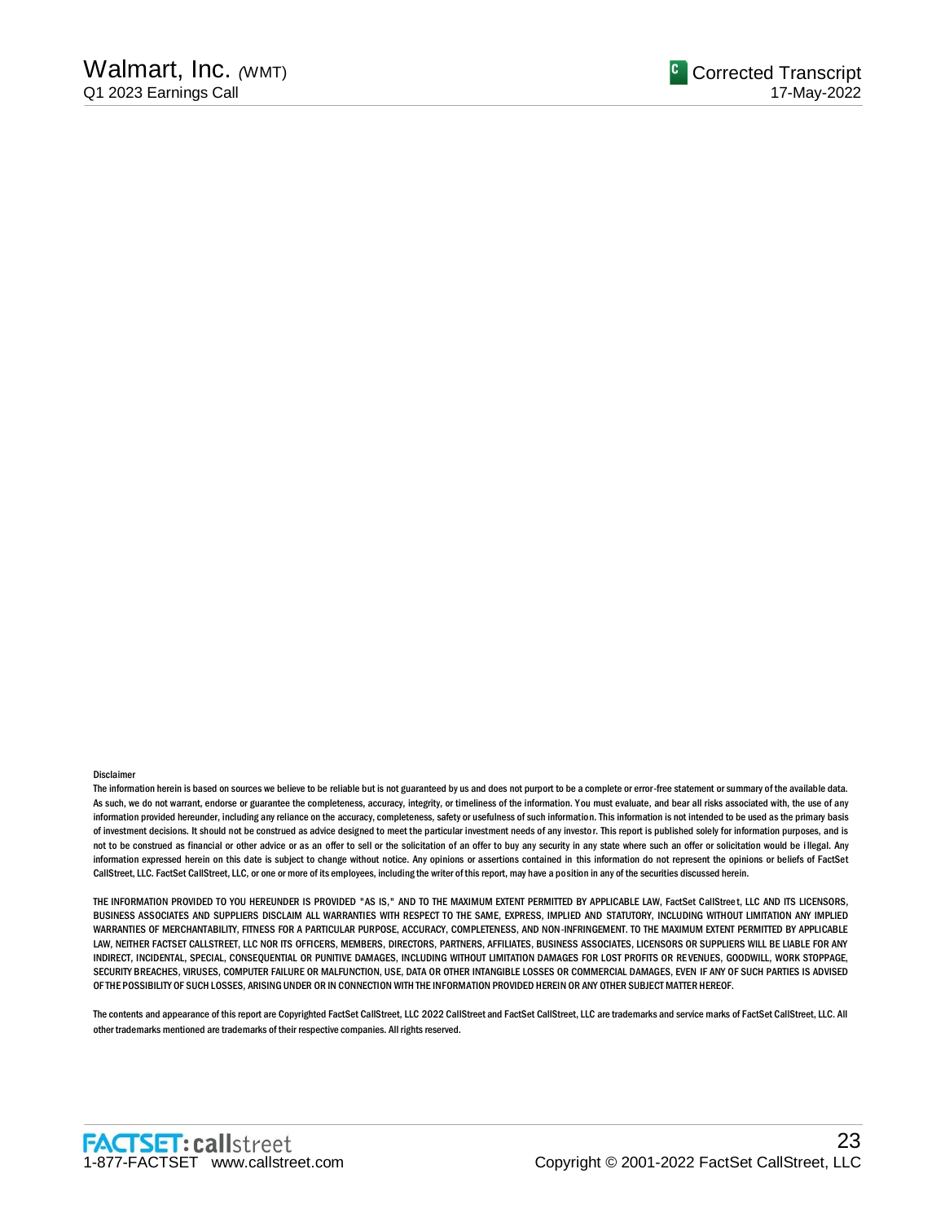Disclaimer

The information herein is based on sources we believe to be reliable but is not guaranteed by us and does not purport to be a complete or error-free statement or summary of the available data. As such, we do not warrant, endorse or guarantee the completeness, accuracy, integrity, or timeliness of the information. You must evaluate, and bear all risks associated with, the use of any information provided hereunder, including any reliance on the accuracy, completeness, safety or usefulness of such information. This information is not intended to be used as the primary basis of investment decisions. It should not be construed as advice designed to meet the particular investment needs of any investor. This report is published solely for information purposes, and is not to be construed as financial or other advice or as an offer to sell or the solicitation of an offer to buy any security in any state where such an offer or solicitation would be illegal. Any information expressed herein on this date is subject to change without notice. Any opinions or assertions contained in this information do not represent the opinions or beliefs of FactSet CallStreet, LLC. FactSet CallStreet, LLC, or one or more of its employees, including the writer of this report, may have a position in any of the securities discussed herein.

THE INFORMATION PROVIDED TO YOU HEREUNDER IS PROVIDED "AS IS," AND TO THE MAXIMUM EXTENT PERMITTED BY APPLICABLE LAW, FactSet CallStreet, LLC AND ITS LICENSORS, BUSINESS ASSOCIATES AND SUPPLIERS DISCLAIM ALL WARRANTIES WITH RESPECT TO THE SAME, EXPRESS, IMPLIED AND STATUTORY, INCLUDING WITHOUT LIMITATION ANY IMPLIED WARRANTIES OF MERCHANTABILITY, FITNESS FOR A PARTICULAR PURPOSE, ACCURACY, COMPLETENESS, AND NON-INFRINGEMENT. TO THE MAXIMUM EXTENT PERMITTED BY APPLICABLE LAW, NEITHER FACTSET CALLSTREET, LLC NOR ITS OFFICERS, MEMBERS, DIRECTORS, PARTNERS, AFFILIATES, BUSINESS ASSOCIATES, LICENSORS OR SUPPLIERS WILL BE LIABLE FOR ANY INDIRECT, INCIDENTAL, SPECIAL, CONSEQUENTIAL OR PUNITIVE DAMAGES, INCLUDING WITHOUT LIMITATION DAMAGES FOR LOST PROFITS OR REVENUES, GOODWILL, WORK STOPPAGE, SECURITY BREACHES, VIRUSES, COMPUTER FAILURE OR MALFUNCTION, USE, DATA OR OTHER INTANGIBLE LOSSES OR COMMERCIAL DAMAGES, EVEN IF ANY OF SUCH PARTIES IS ADVISED OF THE POSSIBILITY OF SUCH LOSSES, ARISING UNDER OR IN CONNECTION WITH THE INFORMATION PROVIDED HEREIN OR ANY OTHER SUBJECT MATTER HEREOF.

The contents and appearance of this report are Copyrighted FactSet CallStreet, LLC 2022 CallStreet and FactSet CallStreet, LLC are trademarks and service marks of FactSet CallStreet, LLC. All other trademarks mentioned are trademarks of their respective companies. All rights reserved.